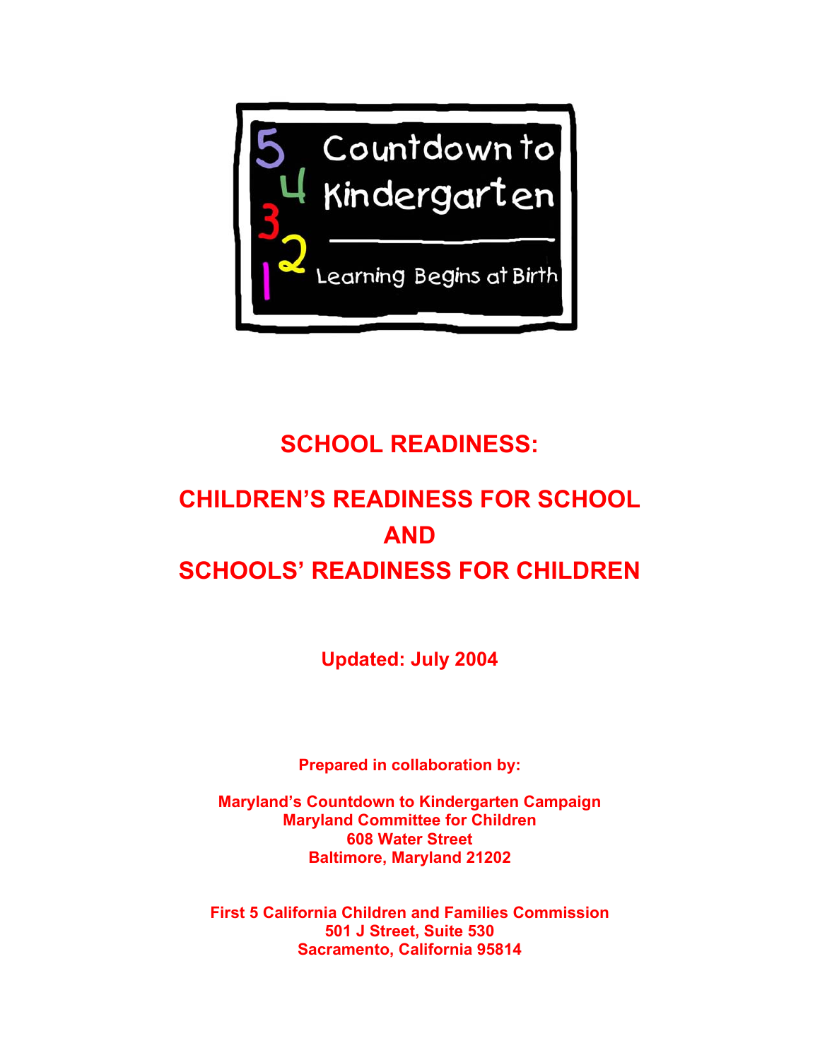5 4 3 2 1 Countdown to Kindergarten

Learning Begins at Birth

# SCHOOL READINESS:

# CHILDREN'S READINESS FOR SCHOOL AND SCHOOLS' READINESS FOR CHILDREN

**Updated: July 2004**

**Prepared in collaboration by:**

**Maryland's Countdown to Kindergarten Campaign**
**Maryland Committee for Children**
**608 Water Street**
**Baltimore, Maryland 21202**

**First 5 California Children and Families Commission**
**501 J Street, Suite 530**
**Sacramento, California 95814**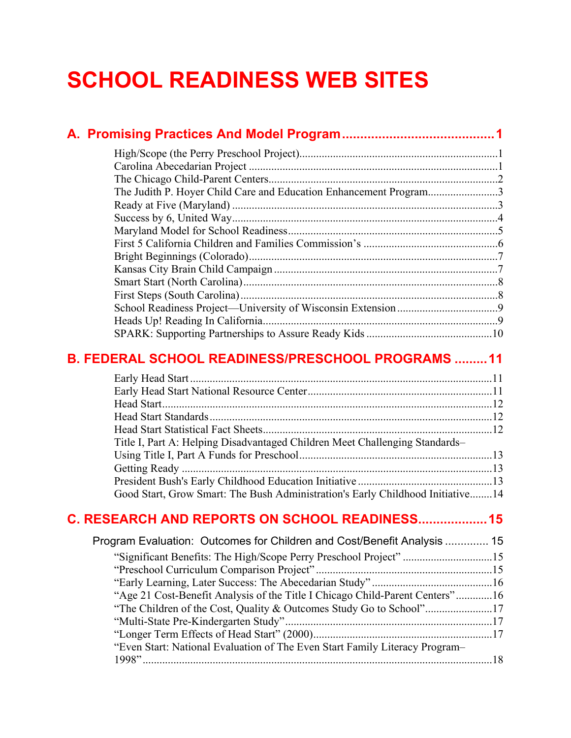# SCHOOL READINESS WEB SITES

## A. Promising Practices And Model Program ........................................ 1

High/Scope (the Perry Preschool Project) ........................................ 1
Carolina Abecedarian Project ........................................ 1
The Chicago Child-Parent Centers ........................................ 2
The Judith P. Hoyer Child Care and Education Enhancement Program ........................................ 3
Ready at Five (Maryland) ........................................ 3
Success by 6, United Way ........................................ 4
Maryland Model for School Readiness ........................................ 5
First 5 California Children and Families Commission's ........................................ 6
Bright Beginnings (Colorado) ........................................ 7
Kansas City Brain Child Campaign ........................................ 7
Smart Start (North Carolina) ........................................ 8
First Steps (South Carolina) ........................................ 8
School Readiness Project—University of Wisconsin Extension ........................................ 9
Heads Up! Reading In California ........................................ 9
SPARK: Supporting Partnerships to Assure Ready Kids ........................................ 10

## B. FEDERAL SCHOOL READINESS/PRESCHOOL PROGRAMS ......... 11

Early Head Start ........................................ 11
Early Head Start National Resource Center ........................................ 11
Head Start ........................................ 12
Head Start Standards ........................................ 12
Head Start Statistical Fact Sheets ........................................ 12
Title I, Part A: Helping Disadvantaged Children Meet Challenging Standards–Using Title I, Part A Funds for Preschool ........................................ 13
Getting Ready ........................................ 13
President Bush's Early Childhood Education Initiative ........................................ 13
Good Start, Grow Smart: The Bush Administration's Early Childhood Initiative ........ 14

## C. RESEARCH AND REPORTS ON SCHOOL READINESS .................. 15

### Program Evaluation: Outcomes for Children and Cost/Benefit Analysis .............. 15

"Significant Benefits: The High/Scope Perry Preschool Project" ........................................ 15
"Preschool Curriculum Comparison Project" ........................................ 15
"Early Learning, Later Success: The Abecedarian Study" ........................................ 16
"Age 21 Cost-Benefit Analysis of the Title I Chicago Child-Parent Centers" ............. 16
"The Children of the Cost, Quality & Outcomes Study Go to School" ........................ 17
"Multi-State Pre-Kindergarten Study" ........................................ 17
"Longer Term Effects of Head Start" (2000) ........................................ 17
"Even Start: National Evaluation of The Even Start Family Literacy Program–1998" ........................................ 18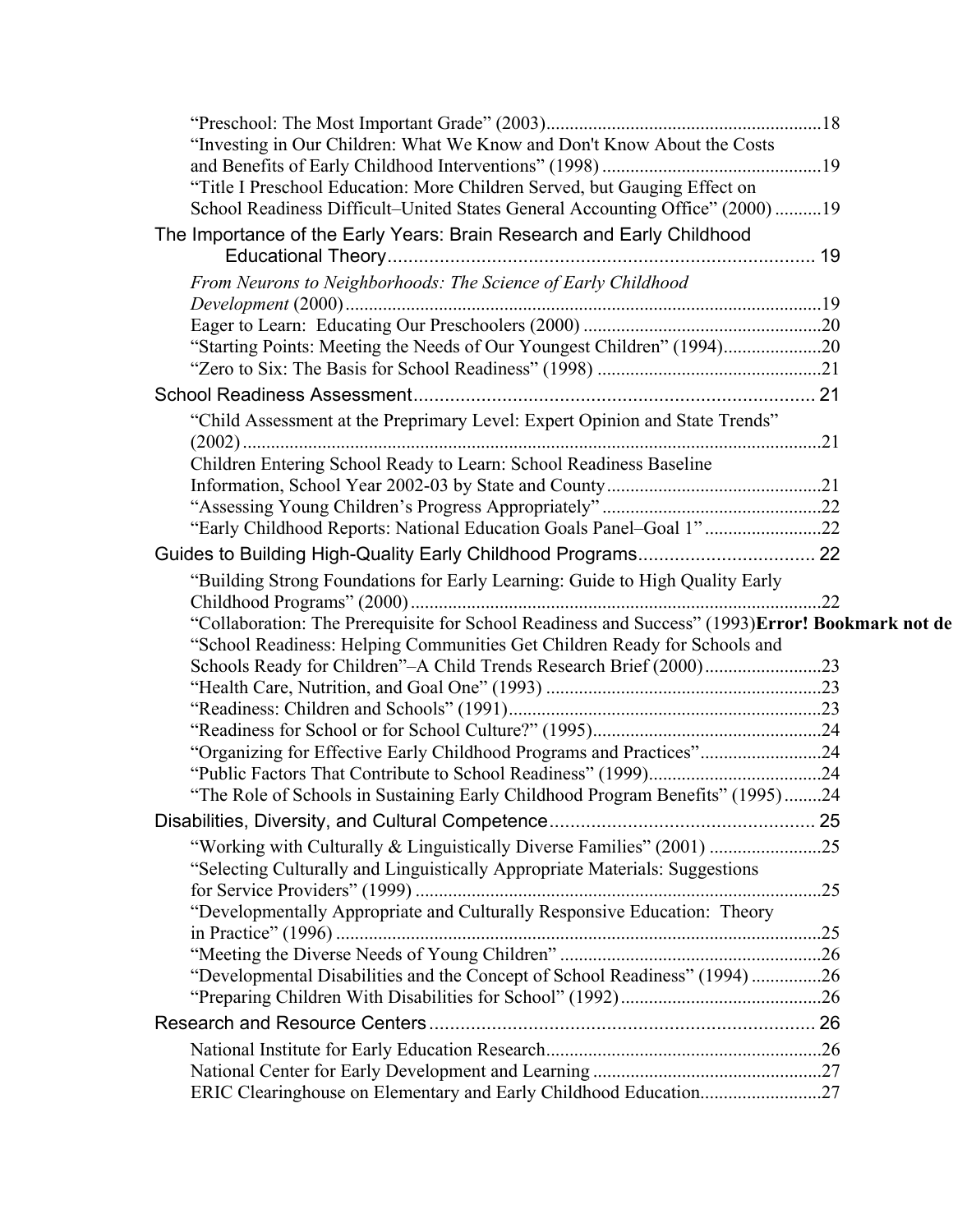"Preschool: The Most Important Grade" (2003)..........................................................18
"Investing in Our Children: What We Know and Don't Know About the Costs and Benefits of Early Childhood Interventions" (1998)...............................................19
"Title I Preschool Education: More Children Served, but Gauging Effect on School Readiness Difficult–United States General Accounting Office" (2000)..........19

The Importance of the Early Years: Brain Research and Early Childhood Educational Theory.................................................................................. 19

*From Neurons to Neighborhoods: The Science of Early Childhood Development* (2000).....................................................................................................19
Eager to Learn: Educating Our Preschoolers (2000)...................................................20
"Starting Points: Meeting the Needs of Our Youngest Children" (1994).....................20
"Zero to Six: The Basis for School Readiness" (1998)................................................21

School Readiness Assessment............................................................................ 21

"Child Assessment at the Preprimary Level: Expert Opinion and State Trends" (2002)...........................................................................................................21
Children Entering School Ready to Learn: School Readiness Baseline Information, School Year 2002-03 by State and County.............................................21
"Assessing Young Children's Progress Appropriately"...............................................22
"Early Childhood Reports: National Education Goals Panel–Goal 1".........................22

Guides to Building High-Quality Early Childhood Programs.................................. 22

"Building Strong Foundations for Early Learning: Guide to High Quality Early Childhood Programs" (2000)........................................................................................22
"Collaboration: The Prerequisite for School Readiness and Success" (1993)**Error! Bookmark not de**
"School Readiness: Helping Communities Get Children Ready for Schools and Schools Ready for Children"–A Child Trends Research Brief (2000).........................23
"Health Care, Nutrition, and Goal One" (1993)...........................................................23
"Readiness: Children and Schools" (1991)...................................................................23
"Readiness for School or for School Culture?" (1995).................................................24
"Organizing for Effective Early Childhood Programs and Practices"..........................24
"Public Factors That Contribute to School Readiness" (1999).....................................24
"The Role of Schools in Sustaining Early Childhood Program Benefits" (1995)........24

Disabilities, Diversity, and Cultural Competence................................................... 25

"Working with Culturally & Linguistically Diverse Families" (2001)........................25
"Selecting Culturally and Linguistically Appropriate Materials: Suggestions for Service Providers" (1999).......................................................................................25
"Developmentally Appropriate and Culturally Responsive Education: Theory in Practice" (1996)........................................................................................................25
"Meeting the Diverse Needs of Young Children"........................................................26
"Developmental Disabilities and the Concept of School Readiness" (1994)...............26
"Preparing Children With Disabilities for School" (1992)...........................................26

Research and Resource Centers.......................................................................... 26

National Institute for Early Education Research...........................................................26
National Center for Early Development and Learning.................................................27
ERIC Clearinghouse on Elementary and Early Childhood Education..........................27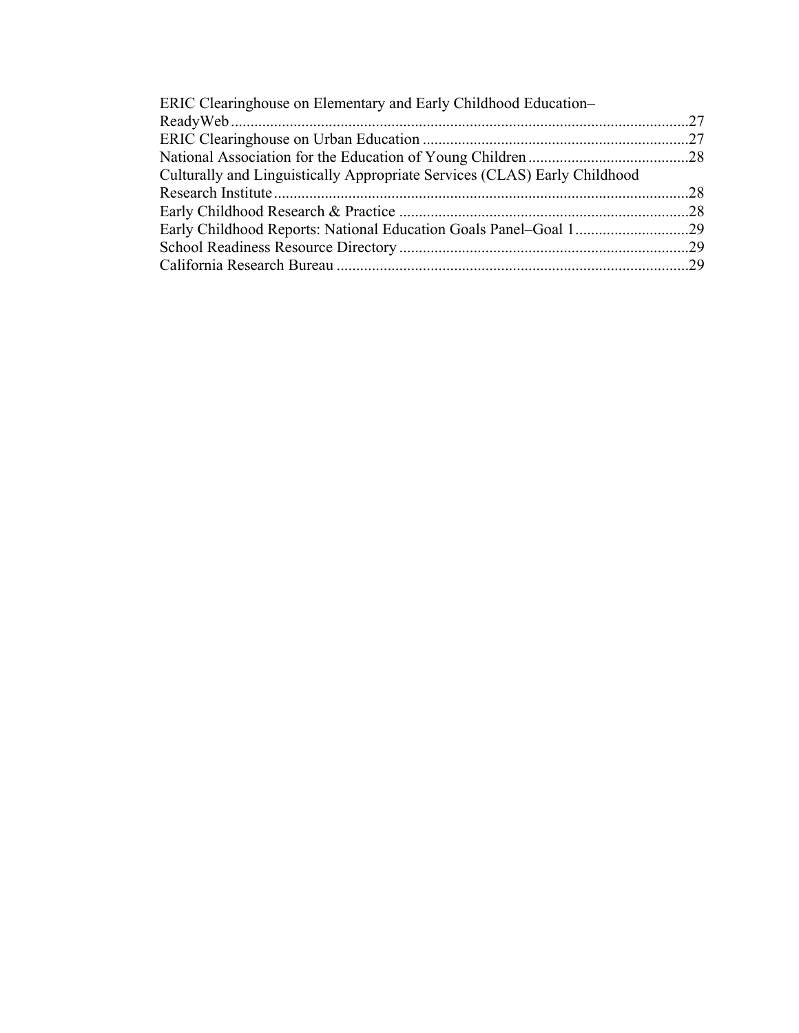ERIC Clearinghouse on Elementary and Early Childhood Education–ReadyWeb ....................27
ERIC Clearinghouse on Urban Education ....................27
National Association for the Education of Young Children ....................28
Culturally and Linguistically Appropriate Services (CLAS) Early Childhood Research Institute ....................28
Early Childhood Research & Practice ....................28
Early Childhood Reports: National Education Goals Panel–Goal 1 ....................29
School Readiness Resource Directory ....................29
California Research Bureau ....................29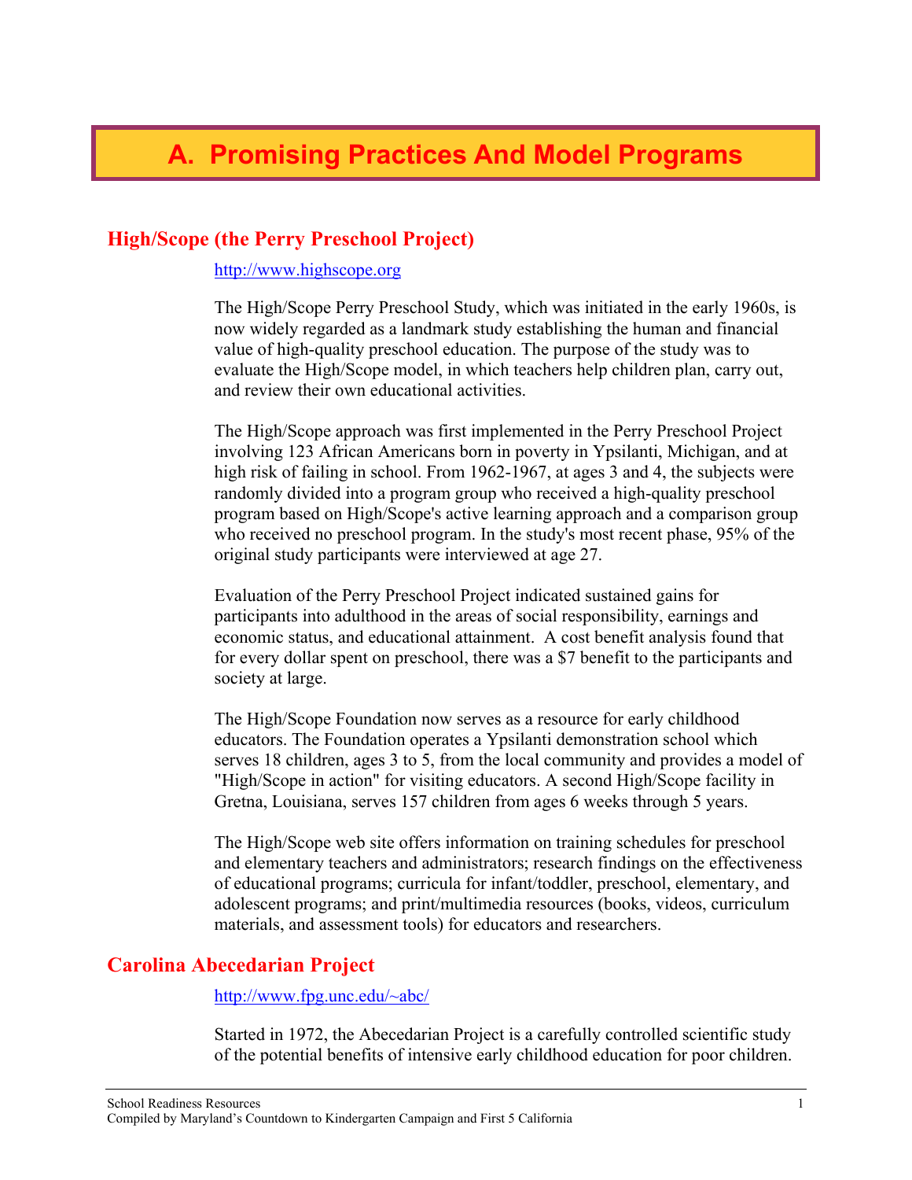# A. Promising Practices And Model Programs

## High/Scope (the Perry Preschool Project)

http://www.highscope.org

The High/Scope Perry Preschool Study, which was initiated in the early 1960s, is now widely regarded as a landmark study establishing the human and financial value of high-quality preschool education. The purpose of the study was to evaluate the High/Scope model, in which teachers help children plan, carry out, and review their own educational activities.

The High/Scope approach was first implemented in the Perry Preschool Project involving 123 African Americans born in poverty in Ypsilanti, Michigan, and at high risk of failing in school. From 1962-1967, at ages 3 and 4, the subjects were randomly divided into a program group who received a high-quality preschool program based on High/Scope's active learning approach and a comparison group who received no preschool program. In the study's most recent phase, 95% of the original study participants were interviewed at age 27.

Evaluation of the Perry Preschool Project indicated sustained gains for participants into adulthood in the areas of social responsibility, earnings and economic status, and educational attainment. A cost benefit analysis found that for every dollar spent on preschool, there was a $7 benefit to the participants and society at large.

The High/Scope Foundation now serves as a resource for early childhood educators. The Foundation operates a Ypsilanti demonstration school which serves 18 children, ages 3 to 5, from the local community and provides a model of "High/Scope in action" for visiting educators. A second High/Scope facility in Gretna, Louisiana, serves 157 children from ages 6 weeks through 5 years.

The High/Scope web site offers information on training schedules for preschool and elementary teachers and administrators; research findings on the effectiveness of educational programs; curricula for infant/toddler, preschool, elementary, and adolescent programs; and print/multimedia resources (books, videos, curriculum materials, and assessment tools) for educators and researchers.

## Carolina Abecedarian Project

http://www.fpg.unc.edu/~abc/

Started in 1972, the Abecedarian Project is a carefully controlled scientific study of the potential benefits of intensive early childhood education for poor children.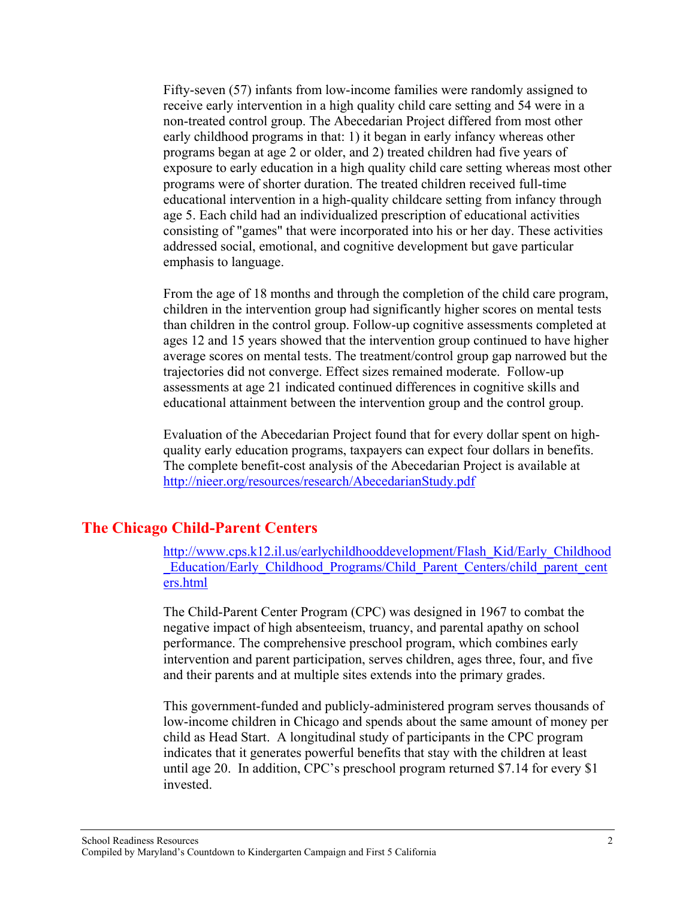Fifty-seven (57) infants from low-income families were randomly assigned to receive early intervention in a high quality child care setting and 54 were in a non-treated control group. The Abecedarian Project differed from most other early childhood programs in that: 1) it began in early infancy whereas other programs began at age 2 or older, and 2) treated children had five years of exposure to early education in a high quality child care setting whereas most other programs were of shorter duration. The treated children received full-time educational intervention in a high-quality childcare setting from infancy through age 5. Each child had an individualized prescription of educational activities consisting of "games" that were incorporated into his or her day. These activities addressed social, emotional, and cognitive development but gave particular emphasis to language.

From the age of 18 months and through the completion of the child care program, children in the intervention group had significantly higher scores on mental tests than children in the control group. Follow-up cognitive assessments completed at ages 12 and 15 years showed that the intervention group continued to have higher average scores on mental tests. The treatment/control group gap narrowed but the trajectories did not converge. Effect sizes remained moderate. Follow-up assessments at age 21 indicated continued differences in cognitive skills and educational attainment between the intervention group and the control group.

Evaluation of the Abecedarian Project found that for every dollar spent on high-quality early education programs, taxpayers can expect four dollars in benefits. The complete benefit-cost analysis of the Abecedarian Project is available at http://nieer.org/resources/research/AbecedarianStudy.pdf

## The Chicago Child-Parent Centers

http://www.cps.k12.il.us/earlychildhooddevelopment/Flash_Kid/Early_Childhood_Education/Early_Childhood_Programs/Child_Parent_Centers/child_parent_centers.html

The Child-Parent Center Program (CPC) was designed in 1967 to combat the negative impact of high absenteeism, truancy, and parental apathy on school performance. The comprehensive preschool program, which combines early intervention and parent participation, serves children, ages three, four, and five and their parents and at multiple sites extends into the primary grades.

This government-funded and publicly-administered program serves thousands of low-income children in Chicago and spends about the same amount of money per child as Head Start. A longitudinal study of participants in the CPC program indicates that it generates powerful benefits that stay with the children at least until age 20. In addition, CPC's preschool program returned $7.14 for every $1 invested.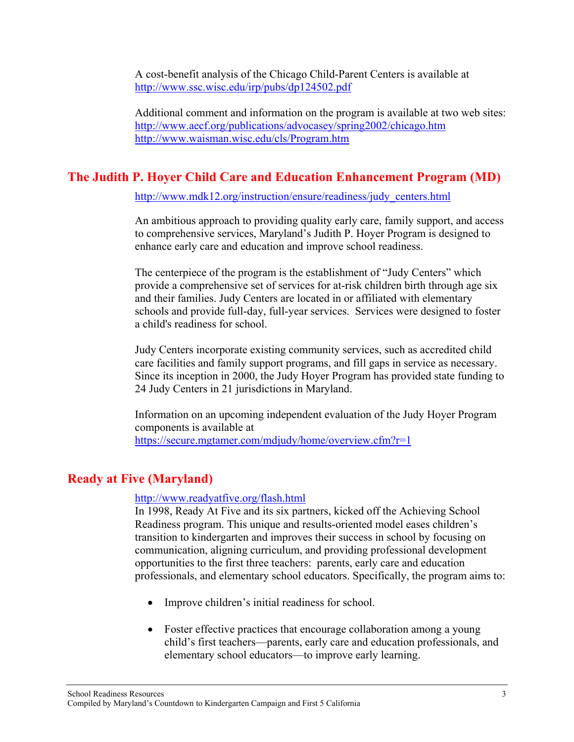A cost-benefit analysis of the Chicago Child-Parent Centers is available at http://www.ssc.wisc.edu/irp/pubs/dp124502.pdf

Additional comment and information on the program is available at two web sites:
http://www.aecf.org/publications/advocasey/spring2002/chicago.htm
http://www.waisman.wisc.edu/cls/Program.htm

## The Judith P. Hoyer Child Care and Education Enhancement Program (MD)

http://www.mdk12.org/instruction/ensure/readiness/judy_centers.html

An ambitious approach to providing quality early care, family support, and access to comprehensive services, Maryland's Judith P. Hoyer Program is designed to enhance early care and education and improve school readiness.

The centerpiece of the program is the establishment of "Judy Centers" which provide a comprehensive set of services for at-risk children birth through age six and their families. Judy Centers are located in or affiliated with elementary schools and provide full-day, full-year services. Services were designed to foster a child's readiness for school.

Judy Centers incorporate existing community services, such as accredited child care facilities and family support programs, and fill gaps in service as necessary. Since its inception in 2000, the Judy Hoyer Program has provided state funding to 24 Judy Centers in 21 jurisdictions in Maryland.

Information on an upcoming independent evaluation of the Judy Hoyer Program components is available at
https://secure.mgtamer.com/mdjudy/home/overview.cfm?r=1

## Ready at Five (Maryland)

http://www.readyatfive.org/flash.html
In 1998, Ready At Five and its six partners, kicked off the Achieving School Readiness program. This unique and results-oriented model eases children's transition to kindergarten and improves their success in school by focusing on communication, aligning curriculum, and providing professional development opportunities to the first three teachers: parents, early care and education professionals, and elementary school educators. Specifically, the program aims to:

- Improve children's initial readiness for school.
- Foster effective practices that encourage collaboration among a young child's first teachers—parents, early care and education professionals, and elementary school educators—to improve early learning.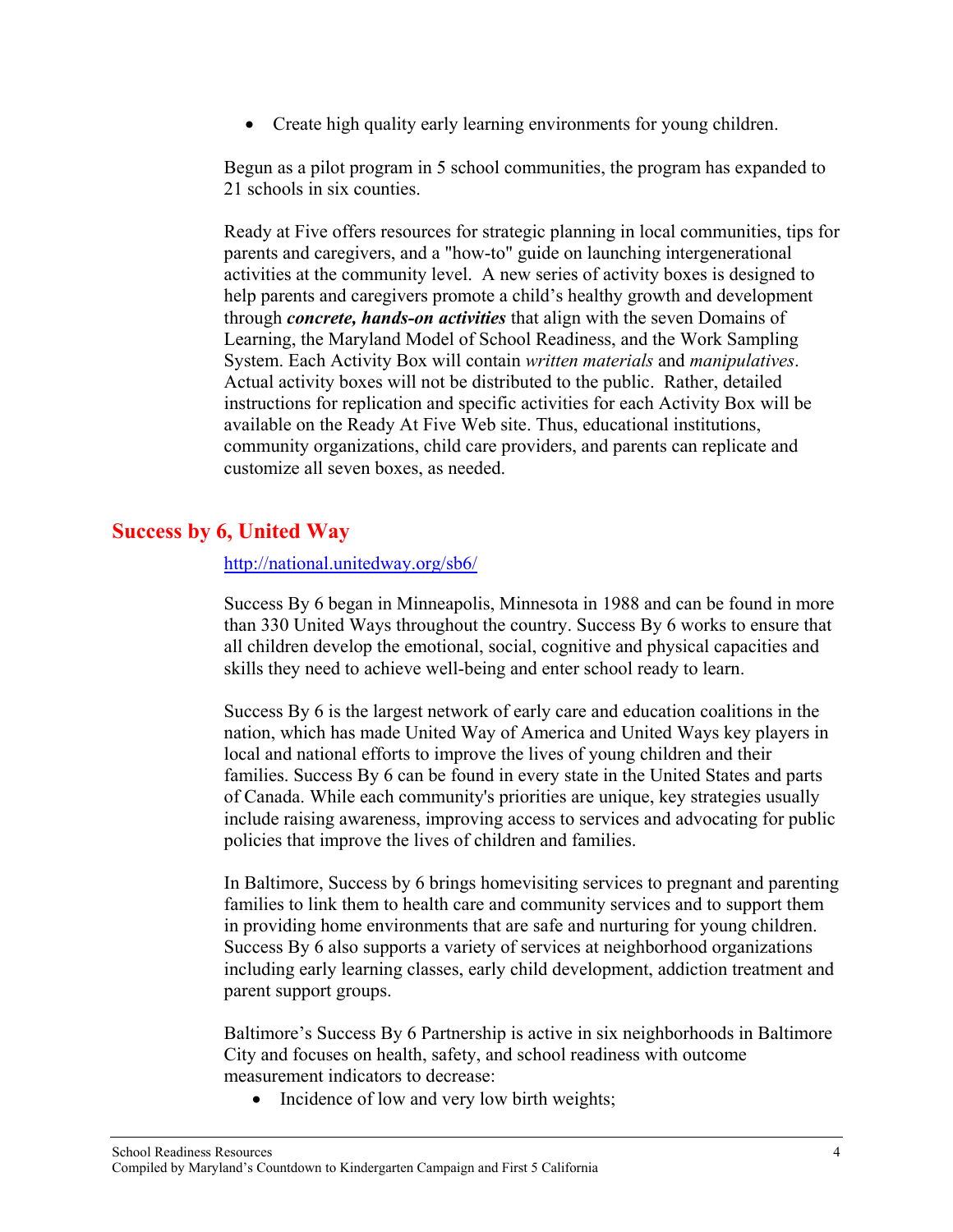- Create high quality early learning environments for young children.

Begun as a pilot program in 5 school communities, the program has expanded to 21 schools in six counties.

Ready at Five offers resources for strategic planning in local communities, tips for parents and caregivers, and a "how-to" guide on launching intergenerational activities at the community level. A new series of activity boxes is designed to help parents and caregivers promote a child's healthy growth and development through ***concrete, hands-on activities*** that align with the seven Domains of Learning, the Maryland Model of School Readiness, and the Work Sampling System. Each Activity Box will contain *written materials* and *manipulatives*. Actual activity boxes will not be distributed to the public. Rather, detailed instructions for replication and specific activities for each Activity Box will be available on the Ready At Five Web site. Thus, educational institutions, community organizations, child care providers, and parents can replicate and customize all seven boxes, as needed.

## Success by 6, United Way

http://national.unitedway.org/sb6/

Success By 6 began in Minneapolis, Minnesota in 1988 and can be found in more than 330 United Ways throughout the country. Success By 6 works to ensure that all children develop the emotional, social, cognitive and physical capacities and skills they need to achieve well-being and enter school ready to learn.

Success By 6 is the largest network of early care and education coalitions in the nation, which has made United Way of America and United Ways key players in local and national efforts to improve the lives of young children and their families. Success By 6 can be found in every state in the United States and parts of Canada. While each community's priorities are unique, key strategies usually include raising awareness, improving access to services and advocating for public policies that improve the lives of children and families.

In Baltimore, Success by 6 brings homevisiting services to pregnant and parenting families to link them to health care and community services and to support them in providing home environments that are safe and nurturing for young children. Success By 6 also supports a variety of services at neighborhood organizations including early learning classes, early child development, addiction treatment and parent support groups.

Baltimore's Success By 6 Partnership is active in six neighborhoods in Baltimore City and focuses on health, safety, and school readiness with outcome measurement indicators to decrease:

- Incidence of low and very low birth weights;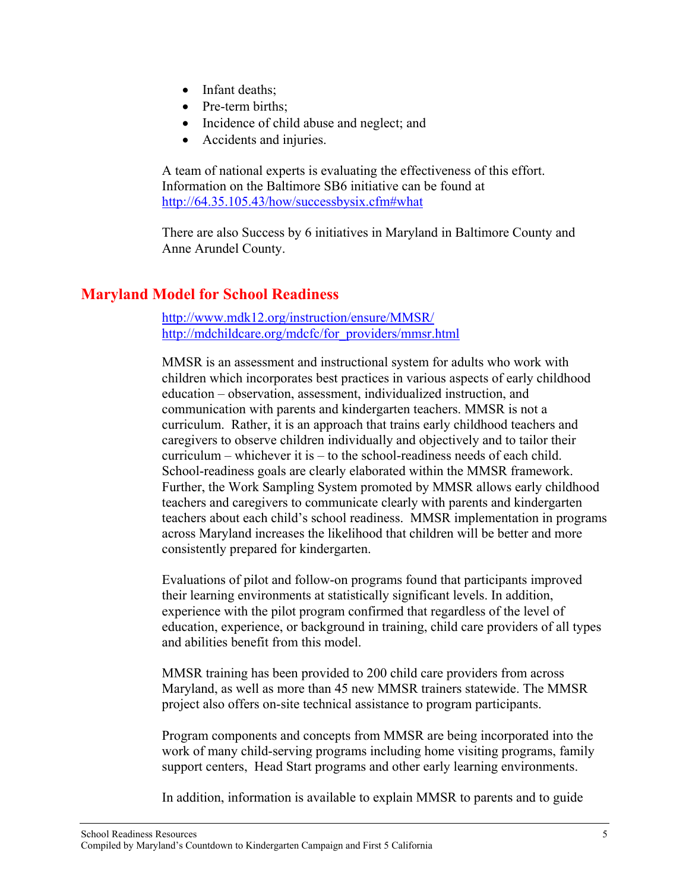- Infant deaths;
- Pre-term births;
- Incidence of child abuse and neglect; and
- Accidents and injuries.

A team of national experts is evaluating the effectiveness of this effort. Information on the Baltimore SB6 initiative can be found at http://64.35.105.43/how/successbysix.cfm#what

There are also Success by 6 initiatives in Maryland in Baltimore County and Anne Arundel County.

## Maryland Model for School Readiness

http://www.mdk12.org/instruction/ensure/MMSR/
http://mdchildcare.org/mdcfc/for_providers/mmsr.html

MMSR is an assessment and instructional system for adults who work with children which incorporates best practices in various aspects of early childhood education – observation, assessment, individualized instruction, and communication with parents and kindergarten teachers. MMSR is not a curriculum. Rather, it is an approach that trains early childhood teachers and caregivers to observe children individually and objectively and to tailor their curriculum – whichever it is – to the school-readiness needs of each child. School-readiness goals are clearly elaborated within the MMSR framework. Further, the Work Sampling System promoted by MMSR allows early childhood teachers and caregivers to communicate clearly with parents and kindergarten teachers about each child's school readiness. MMSR implementation in programs across Maryland increases the likelihood that children will be better and more consistently prepared for kindergarten.

Evaluations of pilot and follow-on programs found that participants improved their learning environments at statistically significant levels. In addition, experience with the pilot program confirmed that regardless of the level of education, experience, or background in training, child care providers of all types and abilities benefit from this model.

MMSR training has been provided to 200 child care providers from across Maryland, as well as more than 45 new MMSR trainers statewide. The MMSR project also offers on-site technical assistance to program participants.

Program components and concepts from MMSR are being incorporated into the work of many child-serving programs including home visiting programs, family support centers, Head Start programs and other early learning environments.

In addition, information is available to explain MMSR to parents and to guide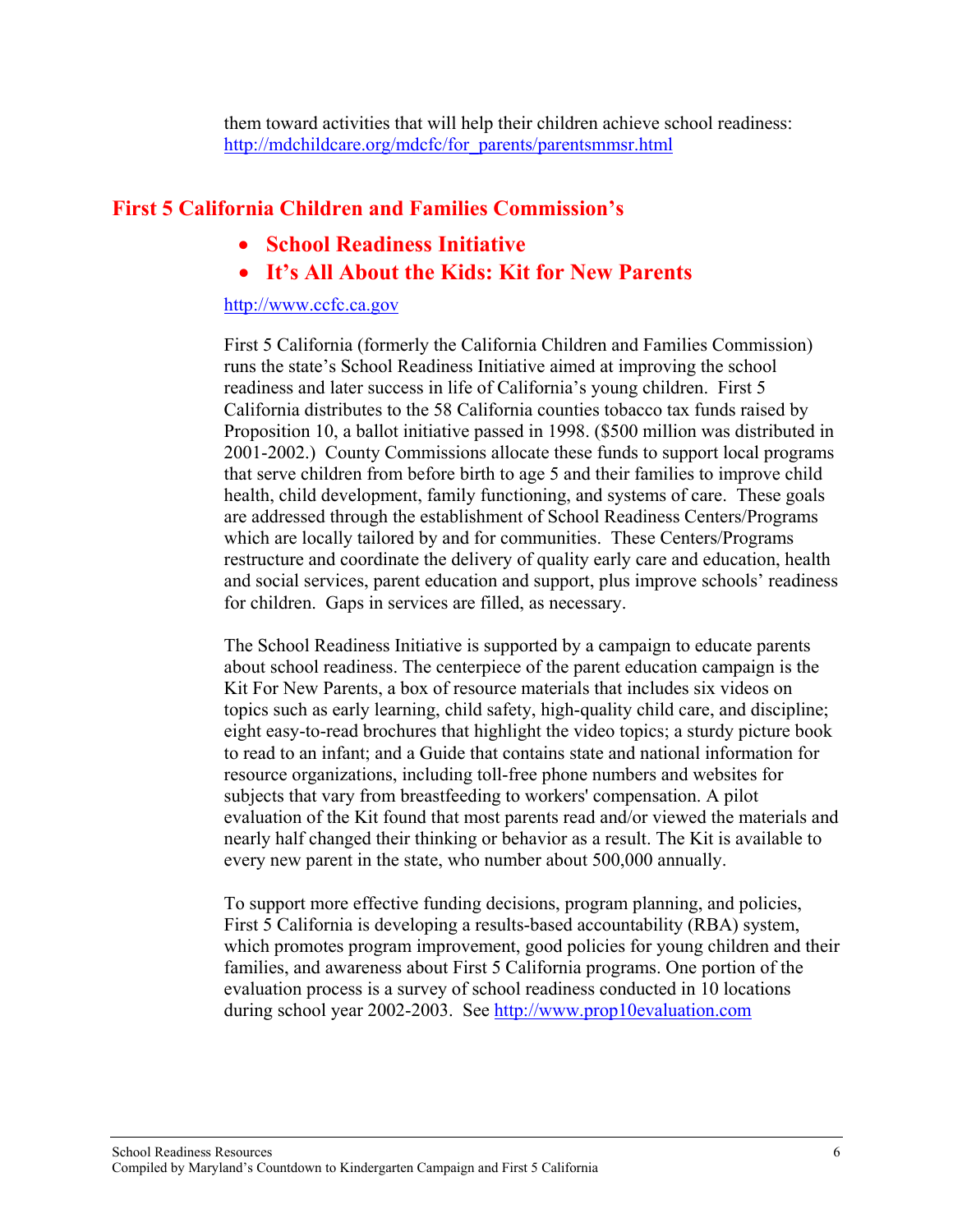them toward activities that will help their children achieve school readiness: http://mdchildcare.org/mdcfc/for_parents/parentsmmsr.html

## First 5 California Children and Families Commission's

- **School Readiness Initiative**
- **It's All About the Kids: Kit for New Parents**

http://www.ccfc.ca.gov

First 5 California (formerly the California Children and Families Commission) runs the state's School Readiness Initiative aimed at improving the school readiness and later success in life of California's young children. First 5 California distributes to the 58 California counties tobacco tax funds raised by Proposition 10, a ballot initiative passed in 1998. ($500 million was distributed in 2001-2002.) County Commissions allocate these funds to support local programs that serve children from before birth to age 5 and their families to improve child health, child development, family functioning, and systems of care. These goals are addressed through the establishment of School Readiness Centers/Programs which are locally tailored by and for communities. These Centers/Programs restructure and coordinate the delivery of quality early care and education, health and social services, parent education and support, plus improve schools' readiness for children. Gaps in services are filled, as necessary.

The School Readiness Initiative is supported by a campaign to educate parents about school readiness. The centerpiece of the parent education campaign is the Kit For New Parents, a box of resource materials that includes six videos on topics such as early learning, child safety, high-quality child care, and discipline; eight easy-to-read brochures that highlight the video topics; a sturdy picture book to read to an infant; and a Guide that contains state and national information for resource organizations, including toll-free phone numbers and websites for subjects that vary from breastfeeding to workers' compensation. A pilot evaluation of the Kit found that most parents read and/or viewed the materials and nearly half changed their thinking or behavior as a result. The Kit is available to every new parent in the state, who number about 500,000 annually.

To support more effective funding decisions, program planning, and policies, First 5 California is developing a results-based accountability (RBA) system, which promotes program improvement, good policies for young children and their families, and awareness about First 5 California programs. One portion of the evaluation process is a survey of school readiness conducted in 10 locations during school year 2002-2003. See http://www.prop10evaluation.com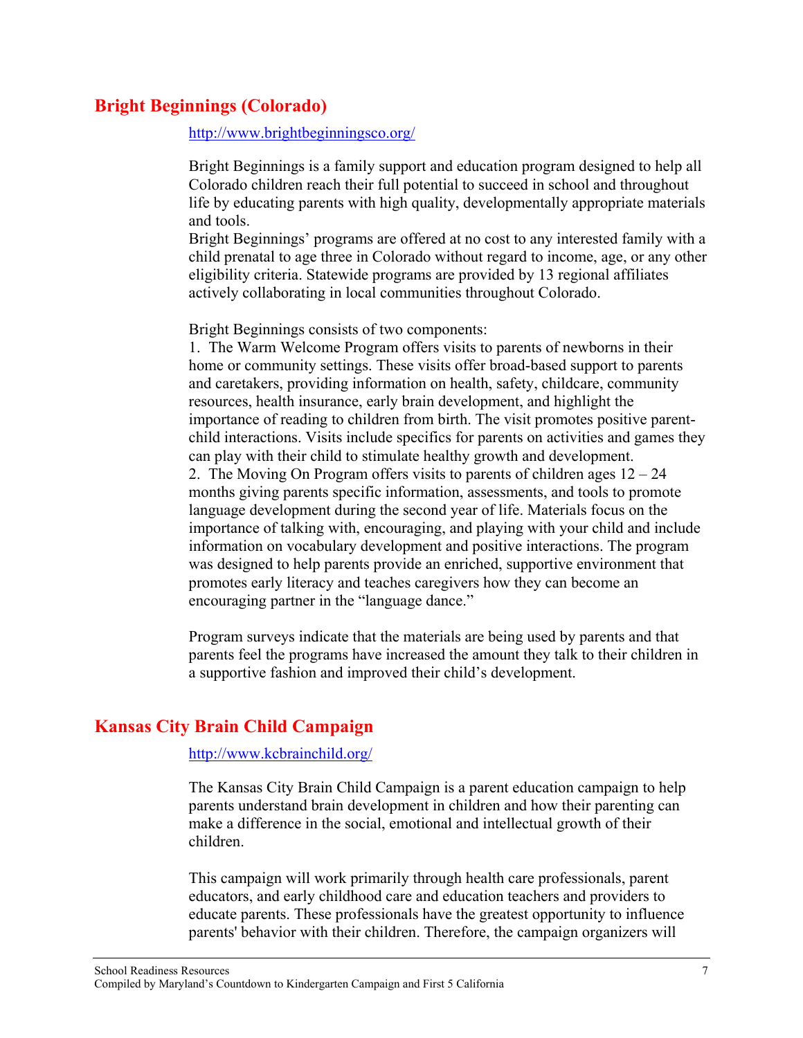## Bright Beginnings (Colorado)

http://www.brightbeginningsco.org/

Bright Beginnings is a family support and education program designed to help all Colorado children reach their full potential to succeed in school and throughout life by educating parents with high quality, developmentally appropriate materials and tools.
Bright Beginnings' programs are offered at no cost to any interested family with a child prenatal to age three in Colorado without regard to income, age, or any other eligibility criteria. Statewide programs are provided by 13 regional affiliates actively collaborating in local communities throughout Colorado.

Bright Beginnings consists of two components:
1. The Warm Welcome Program offers visits to parents of newborns in their home or community settings. These visits offer broad-based support to parents and caretakers, providing information on health, safety, childcare, community resources, health insurance, early brain development, and highlight the importance of reading to children from birth. The visit promotes positive parent-child interactions. Visits include specifics for parents on activities and games they can play with their child to stimulate healthy growth and development.
2. The Moving On Program offers visits to parents of children ages 12 – 24 months giving parents specific information, assessments, and tools to promote language development during the second year of life. Materials focus on the importance of talking with, encouraging, and playing with your child and include information on vocabulary development and positive interactions. The program was designed to help parents provide an enriched, supportive environment that promotes early literacy and teaches caregivers how they can become an encouraging partner in the "language dance."

Program surveys indicate that the materials are being used by parents and that parents feel the programs have increased the amount they talk to their children in a supportive fashion and improved their child's development.

## Kansas City Brain Child Campaign

http://www.kcbrainchild.org/

The Kansas City Brain Child Campaign is a parent education campaign to help parents understand brain development in children and how their parenting can make a difference in the social, emotional and intellectual growth of their children.

This campaign will work primarily through health care professionals, parent educators, and early childhood care and education teachers and providers to educate parents. These professionals have the greatest opportunity to influence parents' behavior with their children. Therefore, the campaign organizers will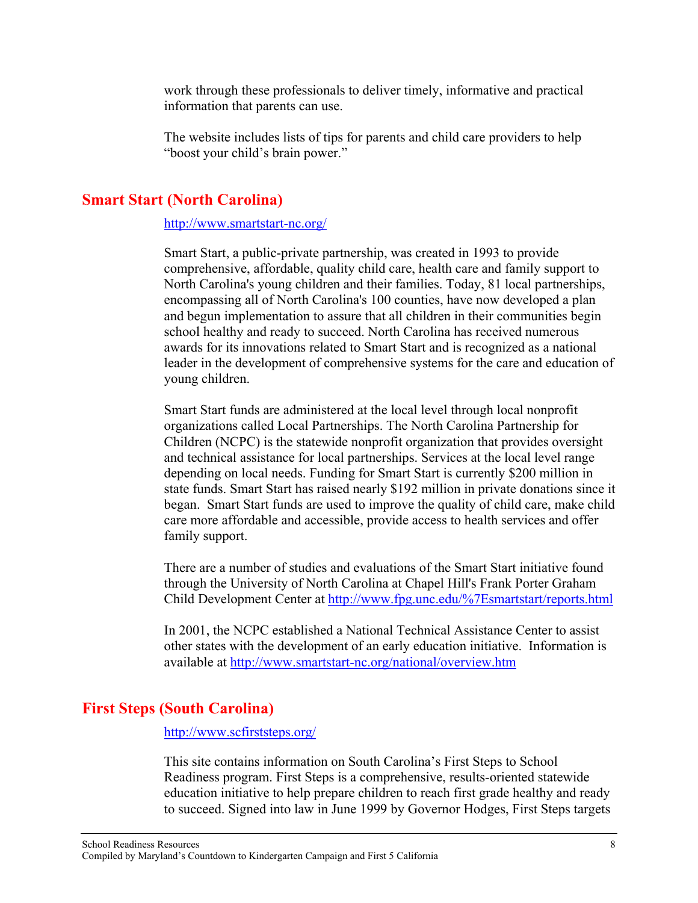work through these professionals to deliver timely, informative and practical information that parents can use.

The website includes lists of tips for parents and child care providers to help "boost your child's brain power."

## Smart Start (North Carolina)

http://www.smartstart-nc.org/

Smart Start, a public-private partnership, was created in 1993 to provide comprehensive, affordable, quality child care, health care and family support to North Carolina's young children and their families. Today, 81 local partnerships, encompassing all of North Carolina's 100 counties, have now developed a plan and begun implementation to assure that all children in their communities begin school healthy and ready to succeed. North Carolina has received numerous awards for its innovations related to Smart Start and is recognized as a national leader in the development of comprehensive systems for the care and education of young children.

Smart Start funds are administered at the local level through local nonprofit organizations called Local Partnerships. The North Carolina Partnership for Children (NCPC) is the statewide nonprofit organization that provides oversight and technical assistance for local partnerships. Services at the local level range depending on local needs. Funding for Smart Start is currently $200 million in state funds. Smart Start has raised nearly $192 million in private donations since it began. Smart Start funds are used to improve the quality of child care, make child care more affordable and accessible, provide access to health services and offer family support.

There are a number of studies and evaluations of the Smart Start initiative found through the University of North Carolina at Chapel Hill's Frank Porter Graham Child Development Center at http://www.fpg.unc.edu/%7Esmartstart/reports.html

In 2001, the NCPC established a National Technical Assistance Center to assist other states with the development of an early education initiative. Information is available at http://www.smartstart-nc.org/national/overview.htm

## First Steps (South Carolina)

http://www.scfirststeps.org/

This site contains information on South Carolina's First Steps to School Readiness program. First Steps is a comprehensive, results-oriented statewide education initiative to help prepare children to reach first grade healthy and ready to succeed. Signed into law in June 1999 by Governor Hodges, First Steps targets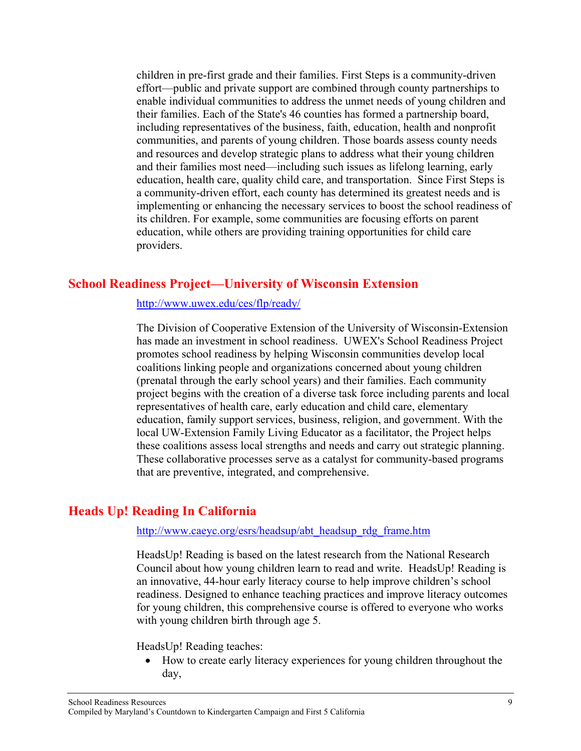children in pre-first grade and their families. First Steps is a community-driven effort—public and private support are combined through county partnerships to enable individual communities to address the unmet needs of young children and their families. Each of the State's 46 counties has formed a partnership board, including representatives of the business, faith, education, health and nonprofit communities, and parents of young children. Those boards assess county needs and resources and develop strategic plans to address what their young children and their families most need—including such issues as lifelong learning, early education, health care, quality child care, and transportation. Since First Steps is a community-driven effort, each county has determined its greatest needs and is implementing or enhancing the necessary services to boost the school readiness of its children. For example, some communities are focusing efforts on parent education, while others are providing training opportunities for child care providers.

## School Readiness Project—University of Wisconsin Extension

http://www.uwex.edu/ces/flp/ready/

The Division of Cooperative Extension of the University of Wisconsin-Extension has made an investment in school readiness. UWEX's School Readiness Project promotes school readiness by helping Wisconsin communities develop local coalitions linking people and organizations concerned about young children (prenatal through the early school years) and their families. Each community project begins with the creation of a diverse task force including parents and local representatives of health care, early education and child care, elementary education, family support services, business, religion, and government. With the local UW-Extension Family Living Educator as a facilitator, the Project helps these coalitions assess local strengths and needs and carry out strategic planning. These collaborative processes serve as a catalyst for community-based programs that are preventive, integrated, and comprehensive.

## Heads Up! Reading In California

http://www.caeyc.org/esrs/headsup/abt_headsup_rdg_frame.htm

HeadsUp! Reading is based on the latest research from the National Research Council about how young children learn to read and write. HeadsUp! Reading is an innovative, 44-hour early literacy course to help improve children's school readiness. Designed to enhance teaching practices and improve literacy outcomes for young children, this comprehensive course is offered to everyone who works with young children birth through age 5.

HeadsUp! Reading teaches:

- How to create early literacy experiences for young children throughout the day,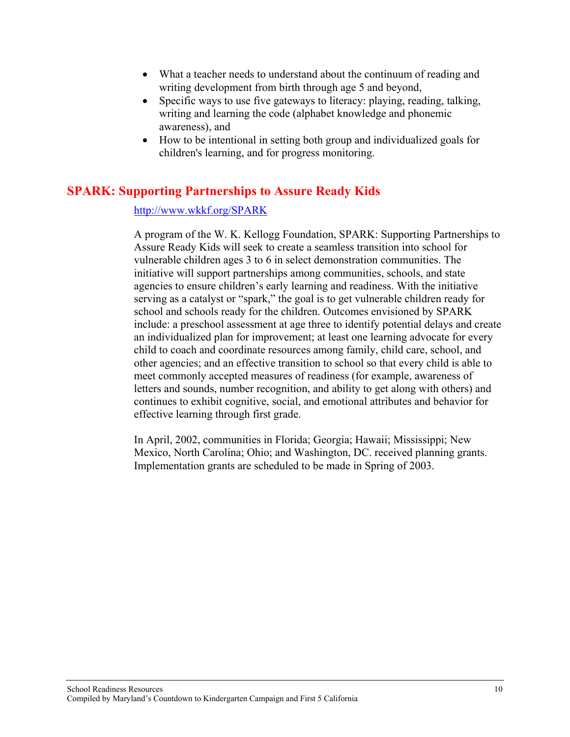- What a teacher needs to understand about the continuum of reading and writing development from birth through age 5 and beyond,
- Specific ways to use five gateways to literacy: playing, reading, talking, writing and learning the code (alphabet knowledge and phonemic awareness), and
- How to be intentional in setting both group and individualized goals for children's learning, and for progress monitoring.

## SPARK: Supporting Partnerships to Assure Ready Kids

http://www.wkkf.org/SPARK

A program of the W. K. Kellogg Foundation, SPARK: Supporting Partnerships to Assure Ready Kids will seek to create a seamless transition into school for vulnerable children ages 3 to 6 in select demonstration communities. The initiative will support partnerships among communities, schools, and state agencies to ensure children's early learning and readiness. With the initiative serving as a catalyst or "spark," the goal is to get vulnerable children ready for school and schools ready for the children. Outcomes envisioned by SPARK include: a preschool assessment at age three to identify potential delays and create an individualized plan for improvement; at least one learning advocate for every child to coach and coordinate resources among family, child care, school, and other agencies; and an effective transition to school so that every child is able to meet commonly accepted measures of readiness (for example, awareness of letters and sounds, number recognition, and ability to get along with others) and continues to exhibit cognitive, social, and emotional attributes and behavior for effective learning through first grade.

In April, 2002, communities in Florida; Georgia; Hawaii; Mississippi; New Mexico, North Carolina; Ohio; and Washington, DC. received planning grants. Implementation grants are scheduled to be made in Spring of 2003.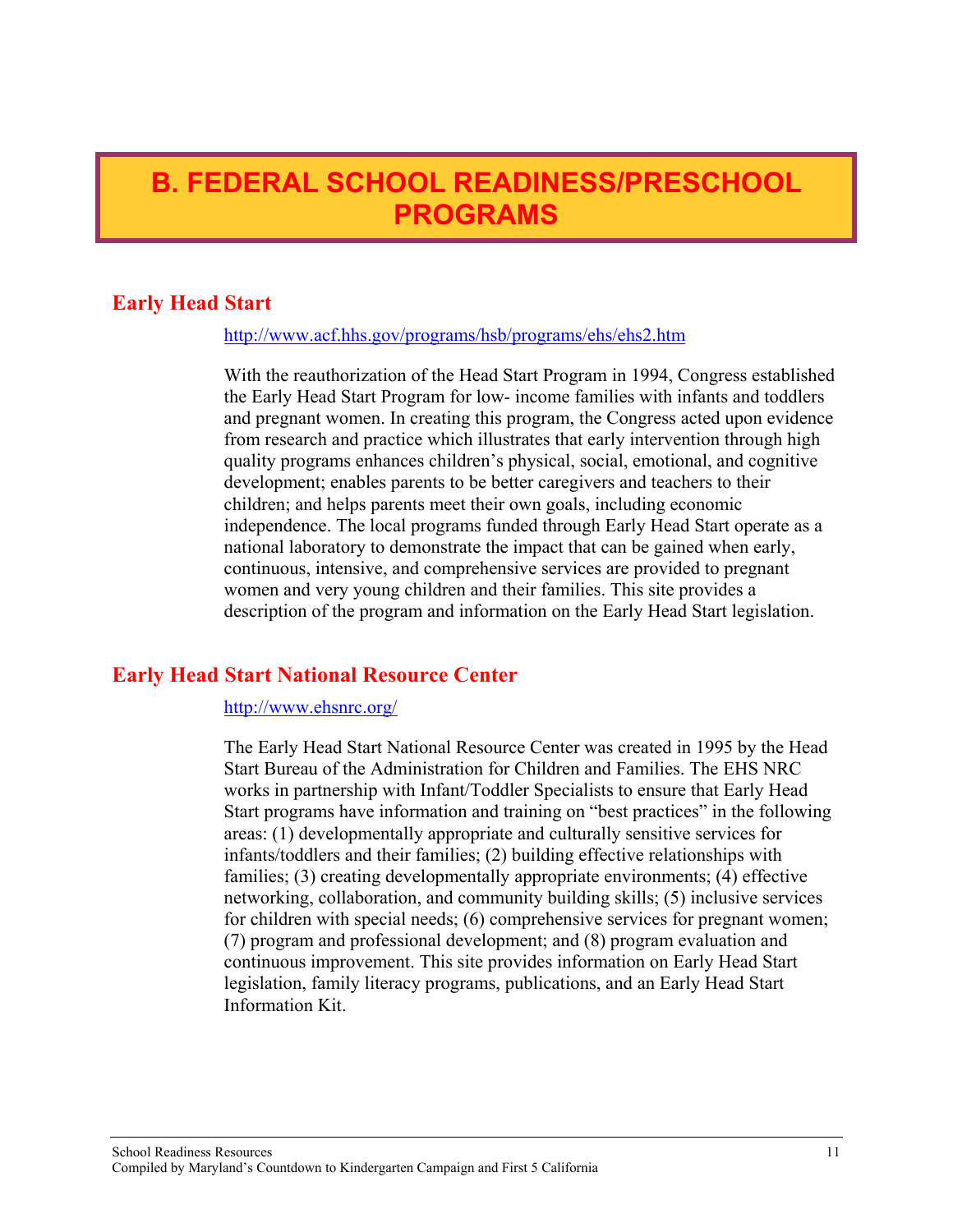# B. FEDERAL SCHOOL READINESS/PRESCHOOL PROGRAMS

## Early Head Start

http://www.acf.hhs.gov/programs/hsb/programs/ehs/ehs2.htm

With the reauthorization of the Head Start Program in 1994, Congress established the Early Head Start Program for low- income families with infants and toddlers and pregnant women. In creating this program, the Congress acted upon evidence from research and practice which illustrates that early intervention through high quality programs enhances children's physical, social, emotional, and cognitive development; enables parents to be better caregivers and teachers to their children; and helps parents meet their own goals, including economic independence. The local programs funded through Early Head Start operate as a national laboratory to demonstrate the impact that can be gained when early, continuous, intensive, and comprehensive services are provided to pregnant women and very young children and their families. This site provides a description of the program and information on the Early Head Start legislation.

## Early Head Start National Resource Center

http://www.ehsnrc.org/

The Early Head Start National Resource Center was created in 1995 by the Head Start Bureau of the Administration for Children and Families. The EHS NRC works in partnership with Infant/Toddler Specialists to ensure that Early Head Start programs have information and training on "best practices" in the following areas: (1) developmentally appropriate and culturally sensitive services for infants/toddlers and their families; (2) building effective relationships with families; (3) creating developmentally appropriate environments; (4) effective networking, collaboration, and community building skills; (5) inclusive services for children with special needs; (6) comprehensive services for pregnant women; (7) program and professional development; and (8) program evaluation and continuous improvement. This site provides information on Early Head Start legislation, family literacy programs, publications, and an Early Head Start Information Kit.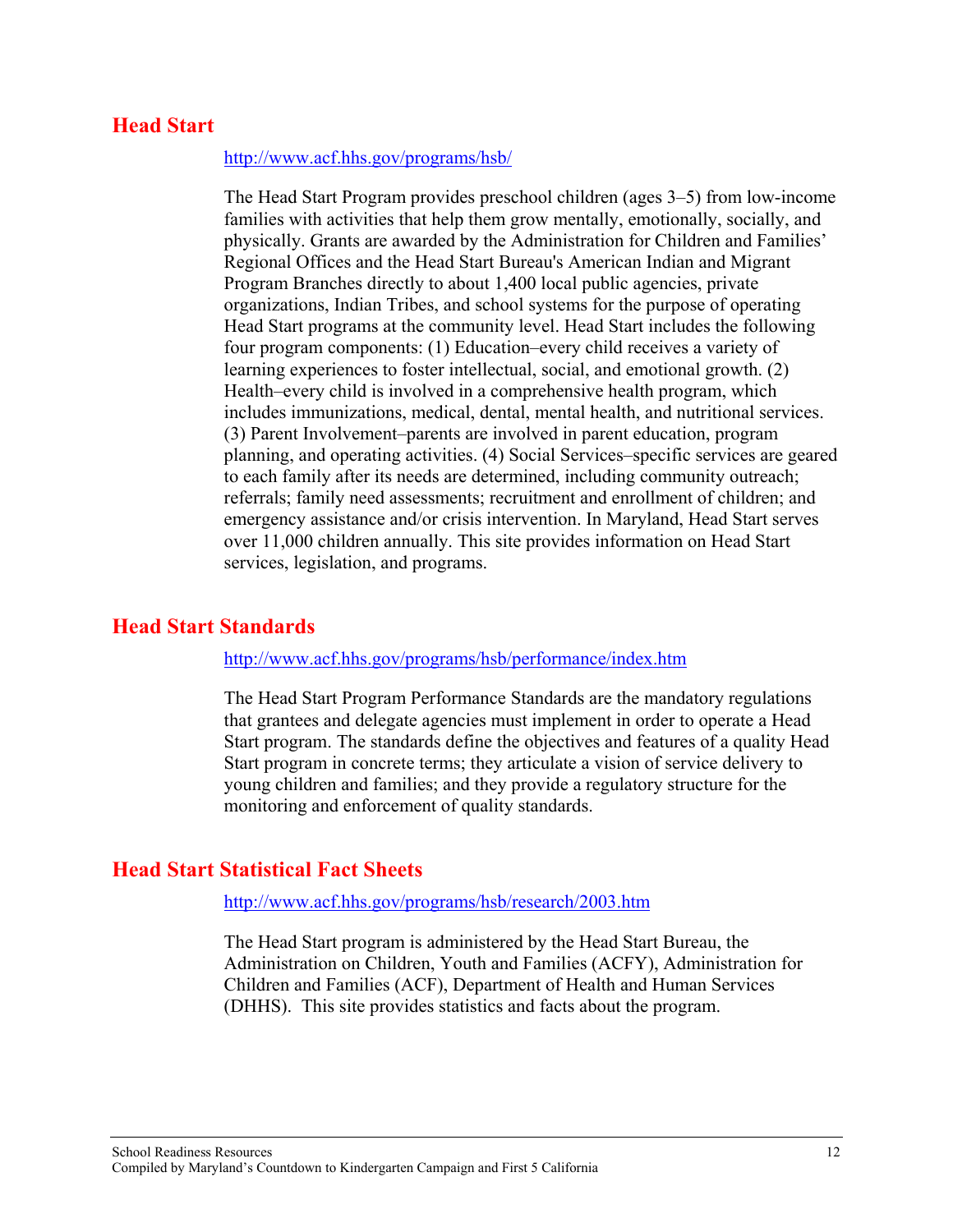## Head Start

http://www.acf.hhs.gov/programs/hsb/

The Head Start Program provides preschool children (ages 3–5) from low-income families with activities that help them grow mentally, emotionally, socially, and physically. Grants are awarded by the Administration for Children and Families' Regional Offices and the Head Start Bureau's American Indian and Migrant Program Branches directly to about 1,400 local public agencies, private organizations, Indian Tribes, and school systems for the purpose of operating Head Start programs at the community level. Head Start includes the following four program components: (1) Education–every child receives a variety of learning experiences to foster intellectual, social, and emotional growth. (2) Health–every child is involved in a comprehensive health program, which includes immunizations, medical, dental, mental health, and nutritional services. (3) Parent Involvement–parents are involved in parent education, program planning, and operating activities. (4) Social Services–specific services are geared to each family after its needs are determined, including community outreach; referrals; family need assessments; recruitment and enrollment of children; and emergency assistance and/or crisis intervention. In Maryland, Head Start serves over 11,000 children annually. This site provides information on Head Start services, legislation, and programs.

## Head Start Standards

http://www.acf.hhs.gov/programs/hsb/performance/index.htm

The Head Start Program Performance Standards are the mandatory regulations that grantees and delegate agencies must implement in order to operate a Head Start program. The standards define the objectives and features of a quality Head Start program in concrete terms; they articulate a vision of service delivery to young children and families; and they provide a regulatory structure for the monitoring and enforcement of quality standards.

## Head Start Statistical Fact Sheets

http://www.acf.hhs.gov/programs/hsb/research/2003.htm

The Head Start program is administered by the Head Start Bureau, the Administration on Children, Youth and Families (ACFY), Administration for Children and Families (ACF), Department of Health and Human Services (DHHS). This site provides statistics and facts about the program.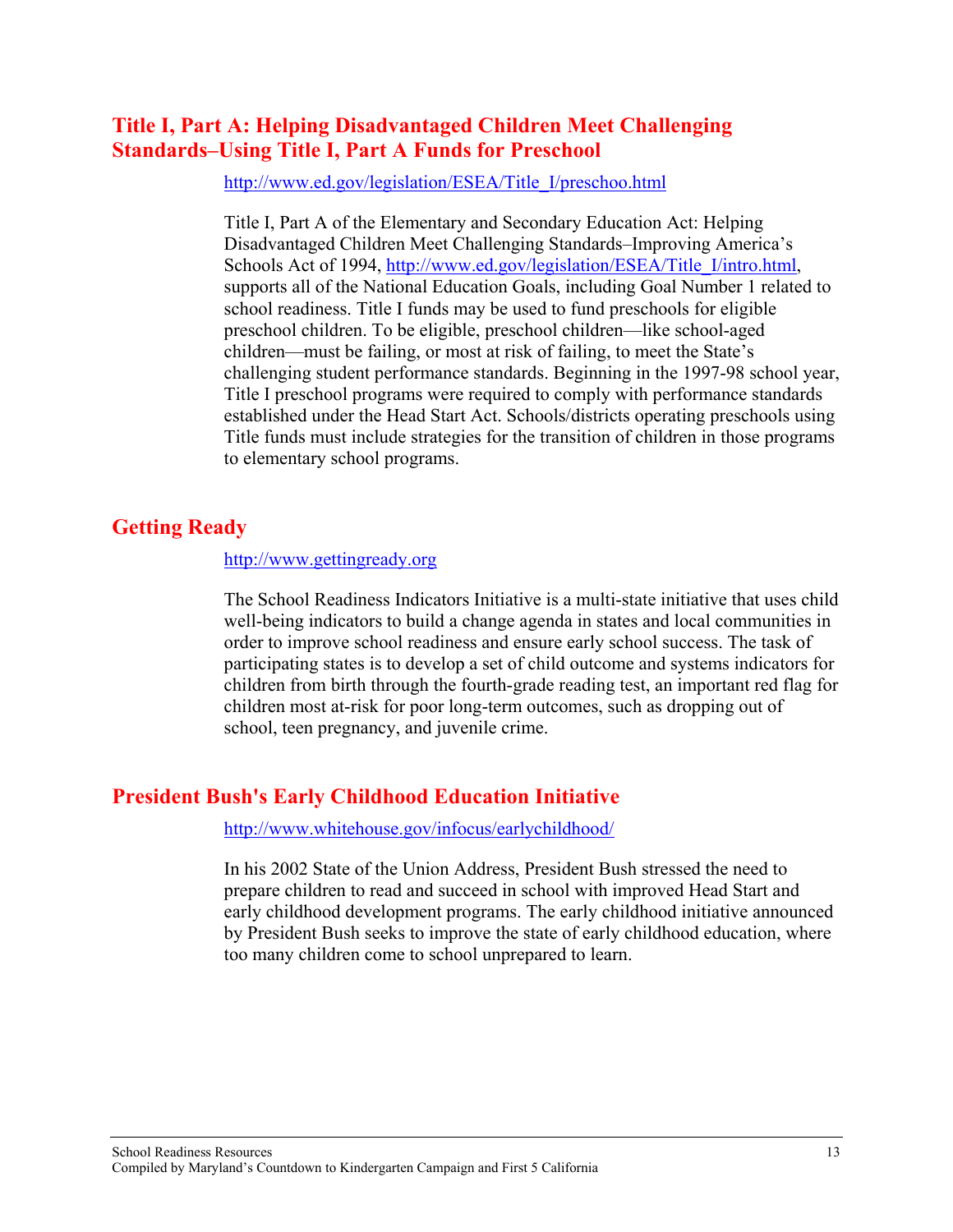## Title I, Part A: Helping Disadvantaged Children Meet Challenging Standards–Using Title I, Part A Funds for Preschool

http://www.ed.gov/legislation/ESEA/Title_I/preschoo.html

Title I, Part A of the Elementary and Secondary Education Act: Helping Disadvantaged Children Meet Challenging Standards–Improving America's Schools Act of 1994, http://www.ed.gov/legislation/ESEA/Title_I/intro.html, supports all of the National Education Goals, including Goal Number 1 related to school readiness. Title I funds may be used to fund preschools for eligible preschool children. To be eligible, preschool children—like school-aged children—must be failing, or most at risk of failing, to meet the State's challenging student performance standards. Beginning in the 1997-98 school year, Title I preschool programs were required to comply with performance standards established under the Head Start Act. Schools/districts operating preschools using Title funds must include strategies for the transition of children in those programs to elementary school programs.

## Getting Ready

http://www.gettingready.org

The School Readiness Indicators Initiative is a multi-state initiative that uses child well-being indicators to build a change agenda in states and local communities in order to improve school readiness and ensure early school success. The task of participating states is to develop a set of child outcome and systems indicators for children from birth through the fourth-grade reading test, an important red flag for children most at-risk for poor long-term outcomes, such as dropping out of school, teen pregnancy, and juvenile crime.

## President Bush's Early Childhood Education Initiative

http://www.whitehouse.gov/infocus/earlychildhood/

In his 2002 State of the Union Address, President Bush stressed the need to prepare children to read and succeed in school with improved Head Start and early childhood development programs. The early childhood initiative announced by President Bush seeks to improve the state of early childhood education, where too many children come to school unprepared to learn.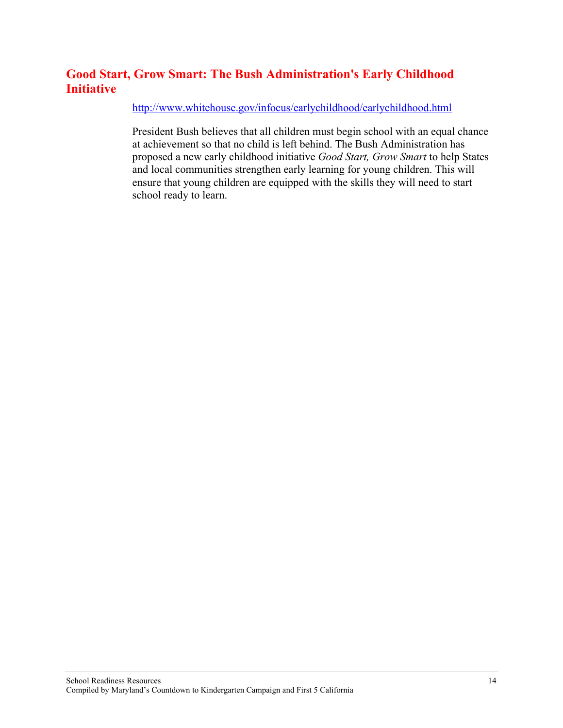## Good Start, Grow Smart: The Bush Administration's Early Childhood Initiative

http://www.whitehouse.gov/infocus/earlychildhood/earlychildhood.html

President Bush believes that all children must begin school with an equal chance at achievement so that no child is left behind. The Bush Administration has proposed a new early childhood initiative *Good Start, Grow Smart* to help States and local communities strengthen early learning for young children. This will ensure that young children are equipped with the skills they will need to start school ready to learn.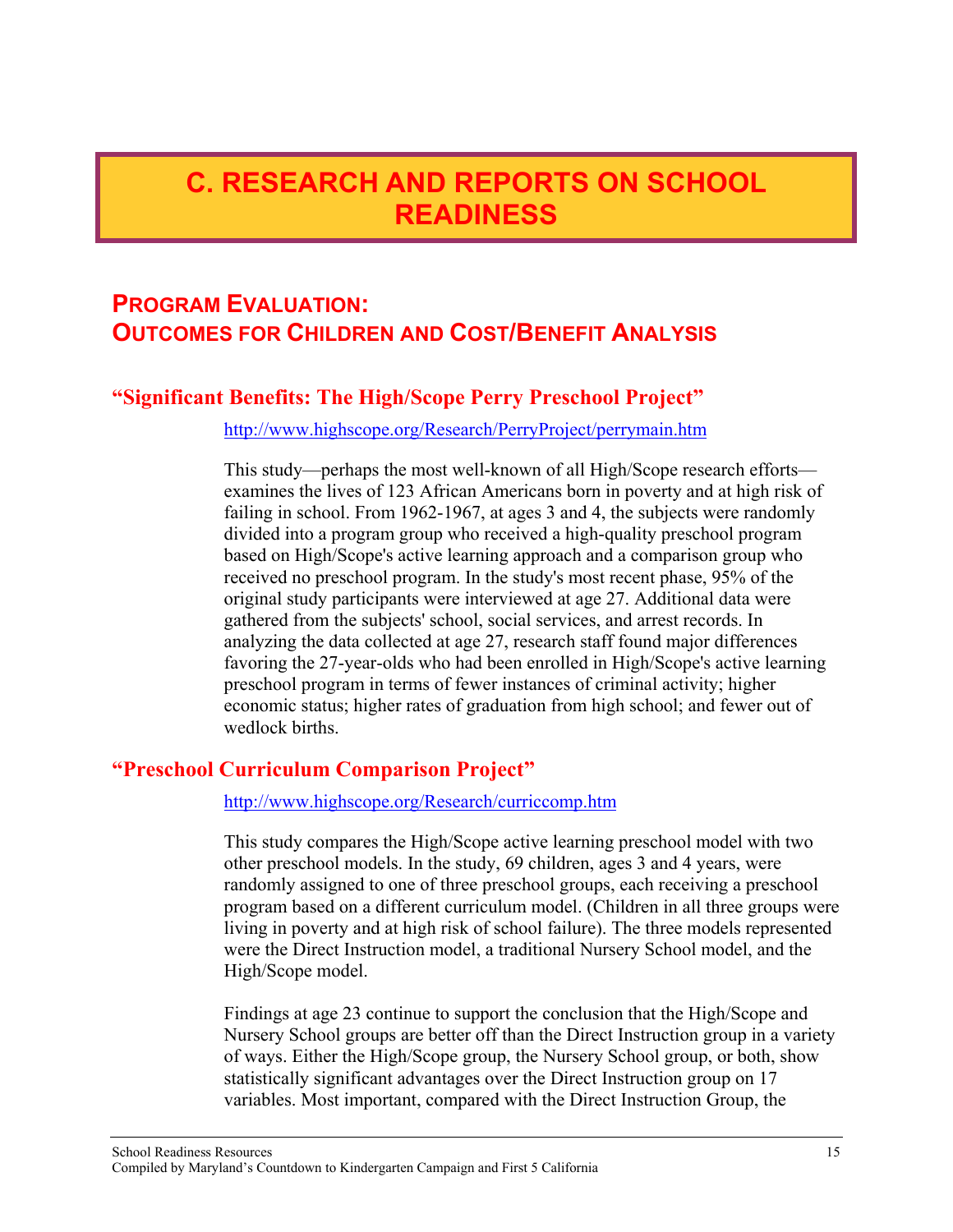# C. RESEARCH AND REPORTS ON SCHOOL READINESS

## PROGRAM EVALUATION: OUTCOMES FOR CHILDREN AND COST/BENEFIT ANALYSIS

### "Significant Benefits: The High/Scope Perry Preschool Project"

http://www.highscope.org/Research/PerryProject/perrymain.htm

This study—perhaps the most well-known of all High/Scope research efforts—examines the lives of 123 African Americans born in poverty and at high risk of failing in school. From 1962-1967, at ages 3 and 4, the subjects were randomly divided into a program group who received a high-quality preschool program based on High/Scope's active learning approach and a comparison group who received no preschool program. In the study's most recent phase, 95% of the original study participants were interviewed at age 27. Additional data were gathered from the subjects' school, social services, and arrest records. In analyzing the data collected at age 27, research staff found major differences favoring the 27-year-olds who had been enrolled in High/Scope's active learning preschool program in terms of fewer instances of criminal activity; higher economic status; higher rates of graduation from high school; and fewer out of wedlock births.

### "Preschool Curriculum Comparison Project"

http://www.highscope.org/Research/curriccomp.htm

This study compares the High/Scope active learning preschool model with two other preschool models. In the study, 69 children, ages 3 and 4 years, were randomly assigned to one of three preschool groups, each receiving a preschool program based on a different curriculum model. (Children in all three groups were living in poverty and at high risk of school failure). The three models represented were the Direct Instruction model, a traditional Nursery School model, and the High/Scope model.

Findings at age 23 continue to support the conclusion that the High/Scope and Nursery School groups are better off than the Direct Instruction group in a variety of ways. Either the High/Scope group, the Nursery School group, or both, show statistically significant advantages over the Direct Instruction group on 17 variables. Most important, compared with the Direct Instruction Group, the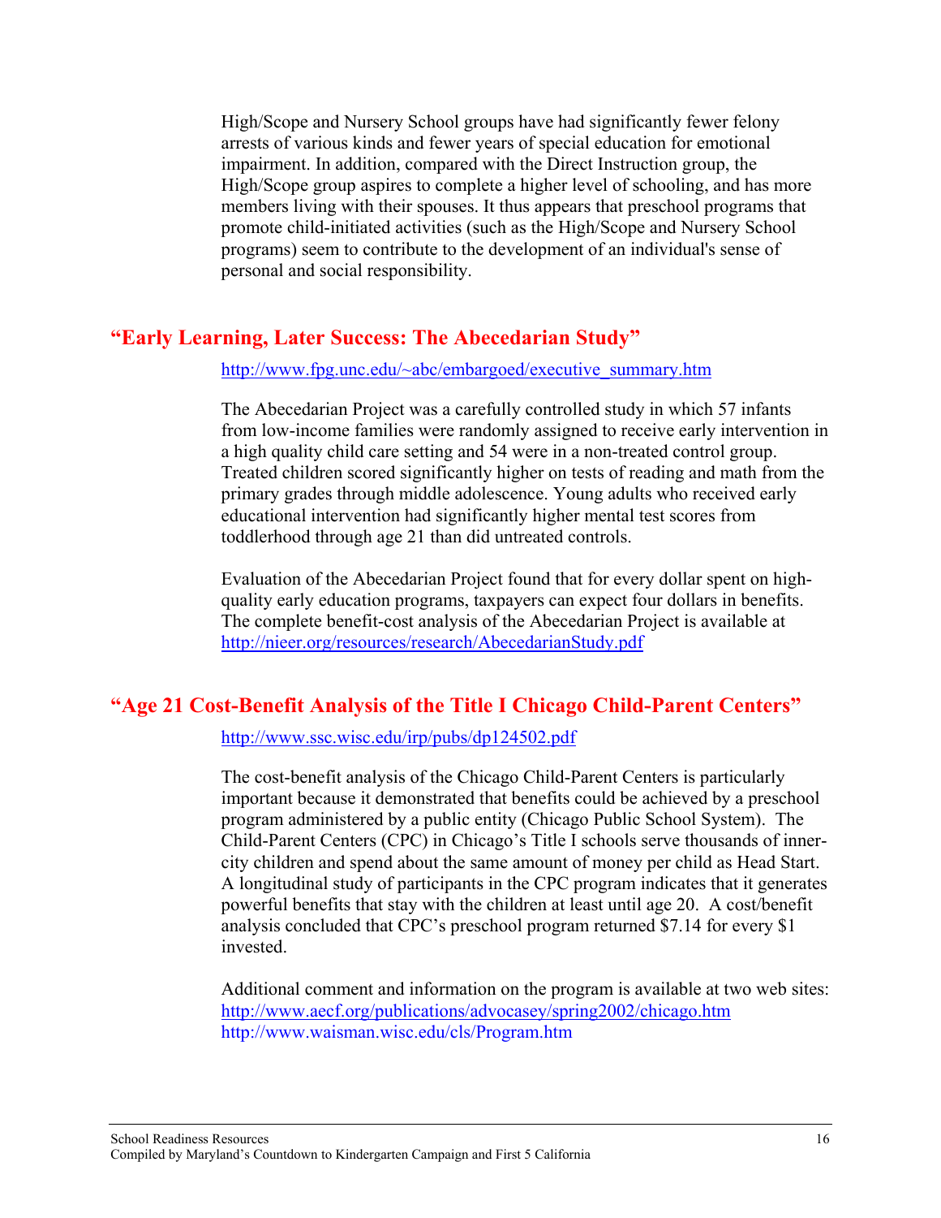High/Scope and Nursery School groups have had significantly fewer felony arrests of various kinds and fewer years of special education for emotional impairment. In addition, compared with the Direct Instruction group, the High/Scope group aspires to complete a higher level of schooling, and has more members living with their spouses. It thus appears that preschool programs that promote child-initiated activities (such as the High/Scope and Nursery School programs) seem to contribute to the development of an individual's sense of personal and social responsibility.

## "Early Learning, Later Success: The Abecedarian Study"

http://www.fpg.unc.edu/~abc/embargoed/executive_summary.htm

The Abecedarian Project was a carefully controlled study in which 57 infants from low-income families were randomly assigned to receive early intervention in a high quality child care setting and 54 were in a non-treated control group. Treated children scored significantly higher on tests of reading and math from the primary grades through middle adolescence. Young adults who received early educational intervention had significantly higher mental test scores from toddlerhood through age 21 than did untreated controls.

Evaluation of the Abecedarian Project found that for every dollar spent on high-quality early education programs, taxpayers can expect four dollars in benefits. The complete benefit-cost analysis of the Abecedarian Project is available at http://nieer.org/resources/research/AbecedarianStudy.pdf

## "Age 21 Cost-Benefit Analysis of the Title I Chicago Child-Parent Centers"

http://www.ssc.wisc.edu/irp/pubs/dp124502.pdf

The cost-benefit analysis of the Chicago Child-Parent Centers is particularly important because it demonstrated that benefits could be achieved by a preschool program administered by a public entity (Chicago Public School System). The Child-Parent Centers (CPC) in Chicago's Title I schools serve thousands of inner-city children and spend about the same amount of money per child as Head Start. A longitudinal study of participants in the CPC program indicates that it generates powerful benefits that stay with the children at least until age 20. A cost/benefit analysis concluded that CPC's preschool program returned $7.14 for every $1 invested.

Additional comment and information on the program is available at two web sites:
http://www.aecf.org/publications/advocasey/spring2002/chicago.htm
http://www.waisman.wisc.edu/cls/Program.htm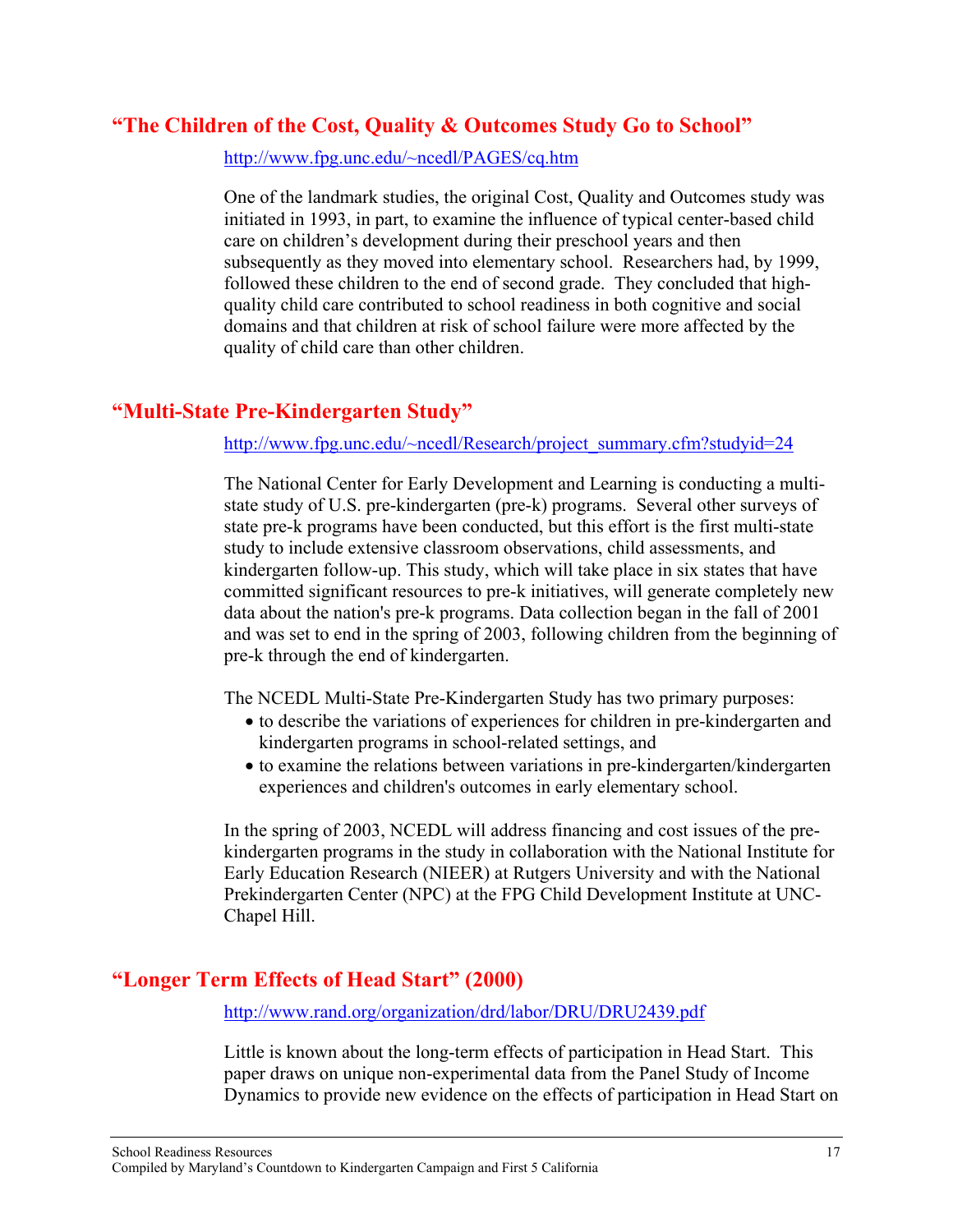## "The Children of the Cost, Quality & Outcomes Study Go to School"

http://www.fpg.unc.edu/~ncedl/PAGES/cq.htm

One of the landmark studies, the original Cost, Quality and Outcomes study was initiated in 1993, in part, to examine the influence of typical center-based child care on children's development during their preschool years and then subsequently as they moved into elementary school. Researchers had, by 1999, followed these children to the end of second grade. They concluded that high-quality child care contributed to school readiness in both cognitive and social domains and that children at risk of school failure were more affected by the quality of child care than other children.

## "Multi-State Pre-Kindergarten Study"

http://www.fpg.unc.edu/~ncedl/Research/project_summary.cfm?studyid=24

The National Center for Early Development and Learning is conducting a multi-state study of U.S. pre-kindergarten (pre-k) programs. Several other surveys of state pre-k programs have been conducted, but this effort is the first multi-state study to include extensive classroom observations, child assessments, and kindergarten follow-up. This study, which will take place in six states that have committed significant resources to pre-k initiatives, will generate completely new data about the nation's pre-k programs. Data collection began in the fall of 2001 and was set to end in the spring of 2003, following children from the beginning of pre-k through the end of kindergarten.

The NCEDL Multi-State Pre-Kindergarten Study has two primary purposes:

- to describe the variations of experiences for children in pre-kindergarten and kindergarten programs in school-related settings, and
- to examine the relations between variations in pre-kindergarten/kindergarten experiences and children's outcomes in early elementary school.

In the spring of 2003, NCEDL will address financing and cost issues of the pre-kindergarten programs in the study in collaboration with the National Institute for Early Education Research (NIEER) at Rutgers University and with the National Prekindergarten Center (NPC) at the FPG Child Development Institute at UNC-Chapel Hill.

## "Longer Term Effects of Head Start" (2000)

http://www.rand.org/organization/drd/labor/DRU/DRU2439.pdf

Little is known about the long-term effects of participation in Head Start. This paper draws on unique non-experimental data from the Panel Study of Income Dynamics to provide new evidence on the effects of participation in Head Start on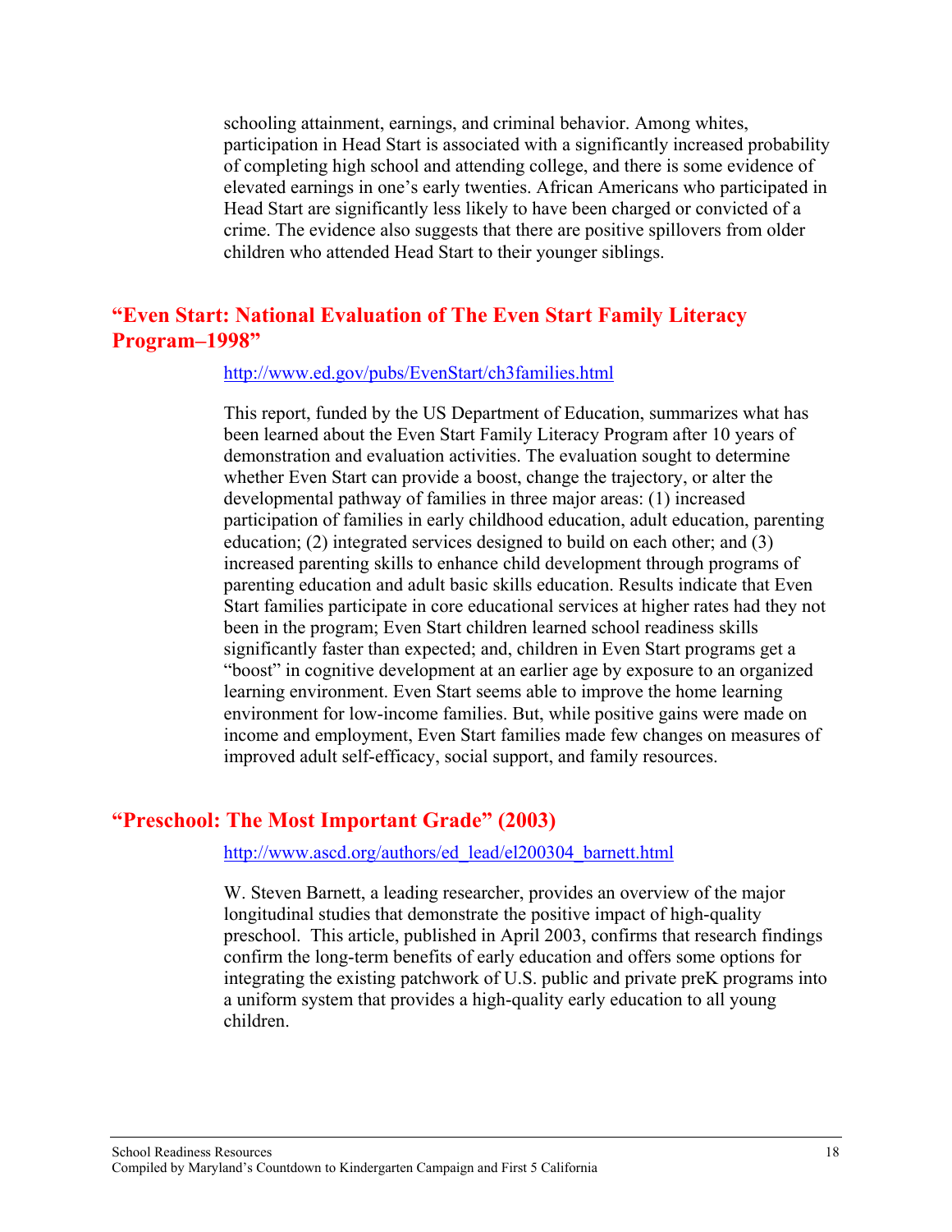schooling attainment, earnings, and criminal behavior. Among whites, participation in Head Start is associated with a significantly increased probability of completing high school and attending college, and there is some evidence of elevated earnings in one's early twenties. African Americans who participated in Head Start are significantly less likely to have been charged or convicted of a crime. The evidence also suggests that there are positive spillovers from older children who attended Head Start to their younger siblings.

## "Even Start: National Evaluation of The Even Start Family Literacy Program–1998"

http://www.ed.gov/pubs/EvenStart/ch3families.html

This report, funded by the US Department of Education, summarizes what has been learned about the Even Start Family Literacy Program after 10 years of demonstration and evaluation activities. The evaluation sought to determine whether Even Start can provide a boost, change the trajectory, or alter the developmental pathway of families in three major areas: (1) increased participation of families in early childhood education, adult education, parenting education; (2) integrated services designed to build on each other; and (3) increased parenting skills to enhance child development through programs of parenting education and adult basic skills education. Results indicate that Even Start families participate in core educational services at higher rates had they not been in the program; Even Start children learned school readiness skills significantly faster than expected; and, children in Even Start programs get a "boost" in cognitive development at an earlier age by exposure to an organized learning environment. Even Start seems able to improve the home learning environment for low-income families. But, while positive gains were made on income and employment, Even Start families made few changes on measures of improved adult self-efficacy, social support, and family resources.

## "Preschool: The Most Important Grade" (2003)

http://www.ascd.org/authors/ed_lead/el200304_barnett.html

W. Steven Barnett, a leading researcher, provides an overview of the major longitudinal studies that demonstrate the positive impact of high-quality preschool. This article, published in April 2003, confirms that research findings confirm the long-term benefits of early education and offers some options for integrating the existing patchwork of U.S. public and private preK programs into a uniform system that provides a high-quality early education to all young children.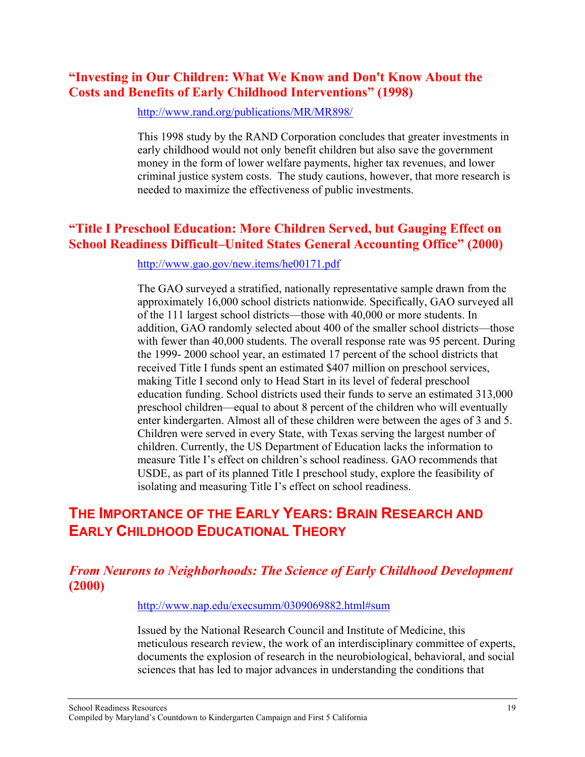### "Investing in Our Children: What We Know and Don't Know About the Costs and Benefits of Early Childhood Interventions" (1998)

http://www.rand.org/publications/MR/MR898/

This 1998 study by the RAND Corporation concludes that greater investments in early childhood would not only benefit children but also save the government money in the form of lower welfare payments, higher tax revenues, and lower criminal justice system costs. The study cautions, however, that more research is needed to maximize the effectiveness of public investments.

### "Title I Preschool Education: More Children Served, but Gauging Effect on School Readiness Difficult–United States General Accounting Office" (2000)

http://www.gao.gov/new.items/he00171.pdf

The GAO surveyed a stratified, nationally representative sample drawn from the approximately 16,000 school districts nationwide. Specifically, GAO surveyed all of the 111 largest school districts—those with 40,000 or more students. In addition, GAO randomly selected about 400 of the smaller school districts—those with fewer than 40,000 students. The overall response rate was 95 percent. During the 1999- 2000 school year, an estimated 17 percent of the school districts that received Title I funds spent an estimated $407 million on preschool services, making Title I second only to Head Start in its level of federal preschool education funding. School districts used their funds to serve an estimated 313,000 preschool children—equal to about 8 percent of the children who will eventually enter kindergarten. Almost all of these children were between the ages of 3 and 5. Children were served in every State, with Texas serving the largest number of children. Currently, the US Department of Education lacks the information to measure Title I's effect on children's school readiness. GAO recommends that USDE, as part of its planned Title I preschool study, explore the feasibility of isolating and measuring Title I's effect on school readiness.

## THE IMPORTANCE OF THE EARLY YEARS: BRAIN RESEARCH AND EARLY CHILDHOOD EDUCATIONAL THEORY

### *From Neurons to Neighborhoods: The Science of Early Childhood Development* (2000)

http://www.nap.edu/execsumm/0309069882.html#sum

Issued by the National Research Council and Institute of Medicine, this meticulous research review, the work of an interdisciplinary committee of experts, documents the explosion of research in the neurobiological, behavioral, and social sciences that has led to major advances in understanding the conditions that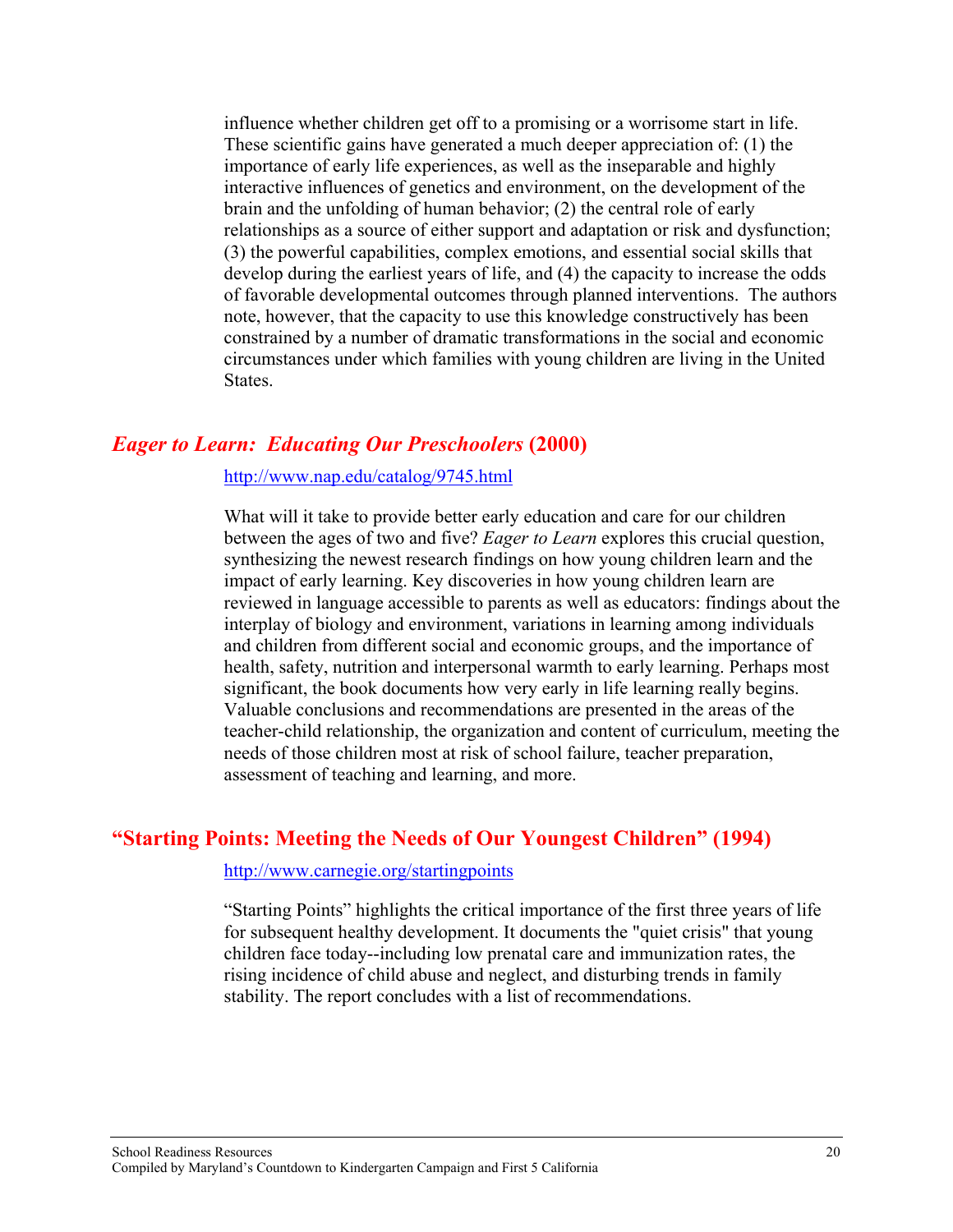influence whether children get off to a promising or a worrisome start in life. These scientific gains have generated a much deeper appreciation of: (1) the importance of early life experiences, as well as the inseparable and highly interactive influences of genetics and environment, on the development of the brain and the unfolding of human behavior; (2) the central role of early relationships as a source of either support and adaptation or risk and dysfunction; (3) the powerful capabilities, complex emotions, and essential social skills that develop during the earliest years of life, and (4) the capacity to increase the odds of favorable developmental outcomes through planned interventions. The authors note, however, that the capacity to use this knowledge constructively has been constrained by a number of dramatic transformations in the social and economic circumstances under which families with young children are living in the United States.

## *Eager to Learn: Educating Our Preschoolers* (2000)

http://www.nap.edu/catalog/9745.html

What will it take to provide better early education and care for our children between the ages of two and five? *Eager to Learn* explores this crucial question, synthesizing the newest research findings on how young children learn and the impact of early learning. Key discoveries in how young children learn are reviewed in language accessible to parents as well as educators: findings about the interplay of biology and environment, variations in learning among individuals and children from different social and economic groups, and the importance of health, safety, nutrition and interpersonal warmth to early learning. Perhaps most significant, the book documents how very early in life learning really begins. Valuable conclusions and recommendations are presented in the areas of the teacher-child relationship, the organization and content of curriculum, meeting the needs of those children most at risk of school failure, teacher preparation, assessment of teaching and learning, and more.

## "Starting Points: Meeting the Needs of Our Youngest Children" (1994)

http://www.carnegie.org/startingpoints

"Starting Points" highlights the critical importance of the first three years of life for subsequent healthy development. It documents the "quiet crisis" that young children face today--including low prenatal care and immunization rates, the rising incidence of child abuse and neglect, and disturbing trends in family stability. The report concludes with a list of recommendations.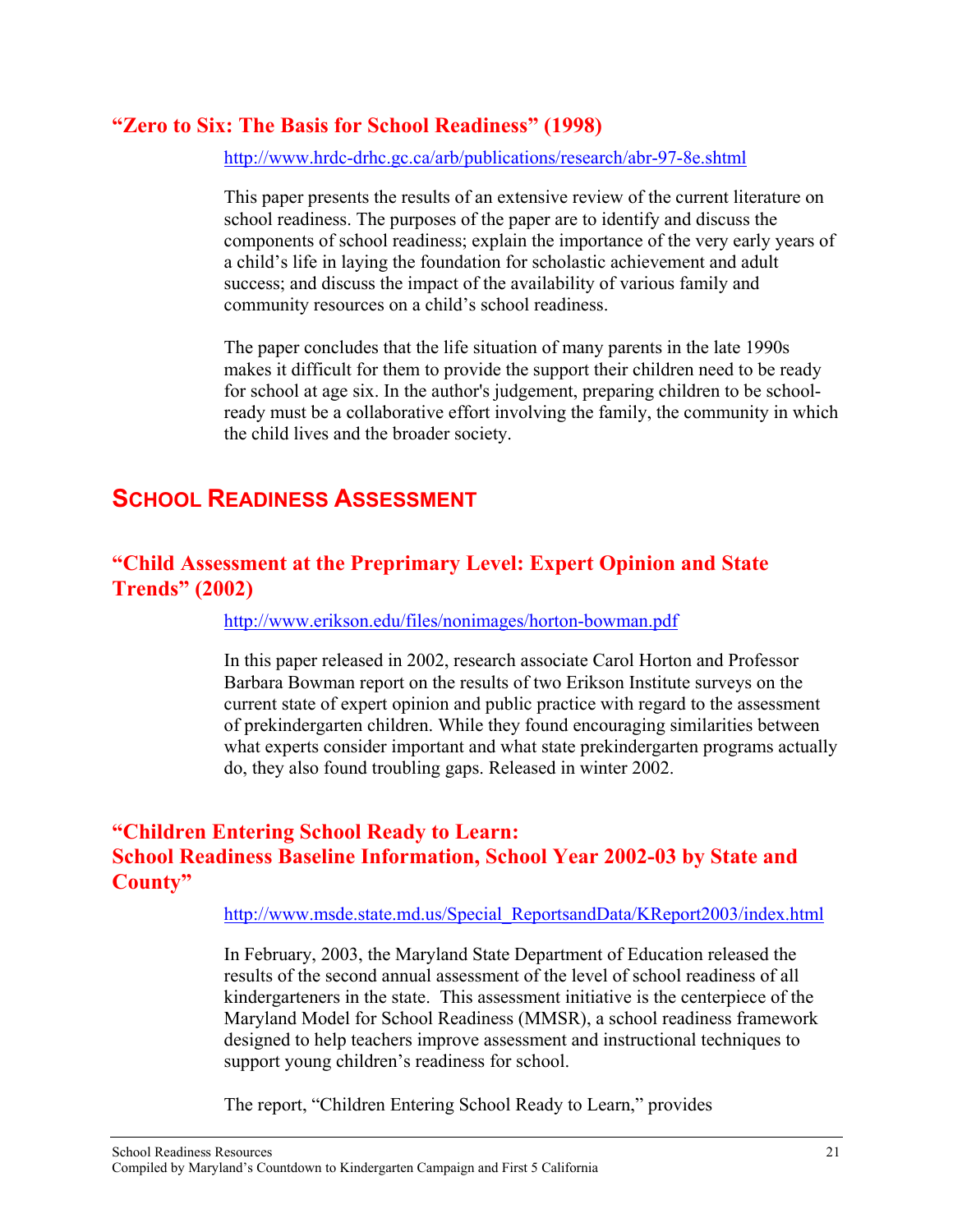### "Zero to Six: The Basis for School Readiness" (1998)

http://www.hrdc-drhc.gc.ca/arb/publications/research/abr-97-8e.shtml

This paper presents the results of an extensive review of the current literature on school readiness. The purposes of the paper are to identify and discuss the components of school readiness; explain the importance of the very early years of a child's life in laying the foundation for scholastic achievement and adult success; and discuss the impact of the availability of various family and community resources on a child's school readiness.

The paper concludes that the life situation of many parents in the late 1990s makes it difficult for them to provide the support their children need to be ready for school at age six. In the author's judgement, preparing children to be school-ready must be a collaborative effort involving the family, the community in which the child lives and the broader society.

## School Readiness Assessment

### "Child Assessment at the Preprimary Level: Expert Opinion and State Trends" (2002)

http://www.erikson.edu/files/nonimages/horton-bowman.pdf

In this paper released in 2002, research associate Carol Horton and Professor Barbara Bowman report on the results of two Erikson Institute surveys on the current state of expert opinion and public practice with regard to the assessment of prekindergarten children. While they found encouraging similarities between what experts consider important and what state prekindergarten programs actually do, they also found troubling gaps. Released in winter 2002.

### "Children Entering School Ready to Learn: School Readiness Baseline Information, School Year 2002-03 by State and County"

http://www.msde.state.md.us/Special_ReportsandData/KReport2003/index.html

In February, 2003, the Maryland State Department of Education released the results of the second annual assessment of the level of school readiness of all kindergarteners in the state. This assessment initiative is the centerpiece of the Maryland Model for School Readiness (MMSR), a school readiness framework designed to help teachers improve assessment and instructional techniques to support young children's readiness for school.

The report, "Children Entering School Ready to Learn," provides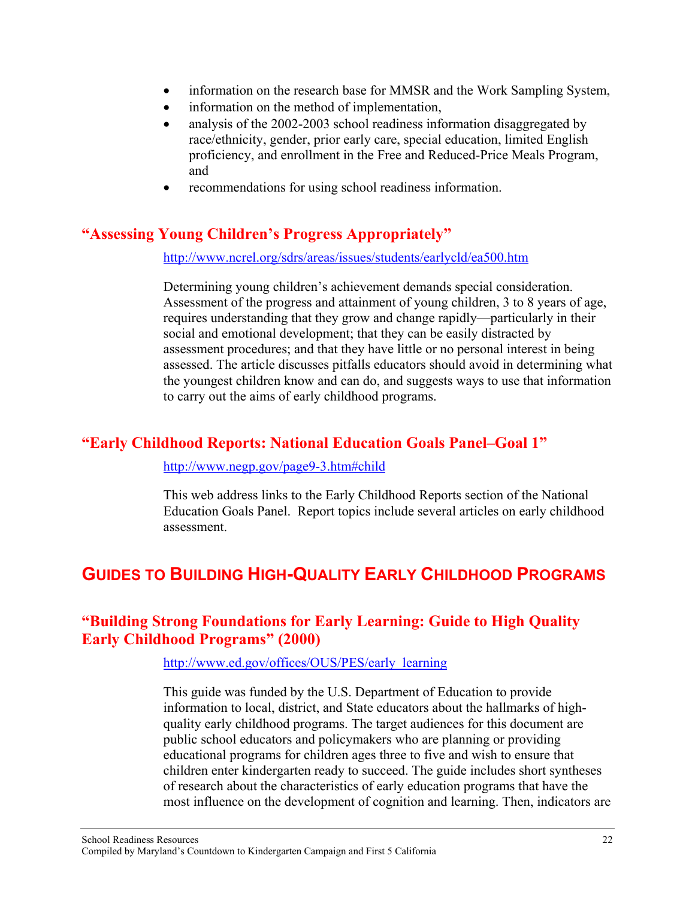- information on the research base for MMSR and the Work Sampling System,
- information on the method of implementation,
- analysis of the 2002-2003 school readiness information disaggregated by race/ethnicity, gender, prior early care, special education, limited English proficiency, and enrollment in the Free and Reduced-Price Meals Program, and
- recommendations for using school readiness information.

### "Assessing Young Children's Progress Appropriately"

http://www.ncrel.org/sdrs/areas/issues/students/earlycld/ea500.htm

Determining young children's achievement demands special consideration. Assessment of the progress and attainment of young children, 3 to 8 years of age, requires understanding that they grow and change rapidly—particularly in their social and emotional development; that they can be easily distracted by assessment procedures; and that they have little or no personal interest in being assessed. The article discusses pitfalls educators should avoid in determining what the youngest children know and can do, and suggests ways to use that information to carry out the aims of early childhood programs.

### "Early Childhood Reports: National Education Goals Panel–Goal 1"

http://www.negp.gov/page9-3.htm#child

This web address links to the Early Childhood Reports section of the National Education Goals Panel. Report topics include several articles on early childhood assessment.

## Guides to Building High-Quality Early Childhood Programs

### "Building Strong Foundations for Early Learning: Guide to High Quality Early Childhood Programs" (2000)

http://www.ed.gov/offices/OUS/PES/early_learning

This guide was funded by the U.S. Department of Education to provide information to local, district, and State educators about the hallmarks of high-quality early childhood programs. The target audiences for this document are public school educators and policymakers who are planning or providing educational programs for children ages three to five and wish to ensure that children enter kindergarten ready to succeed. The guide includes short syntheses of research about the characteristics of early education programs that have the most influence on the development of cognition and learning. Then, indicators are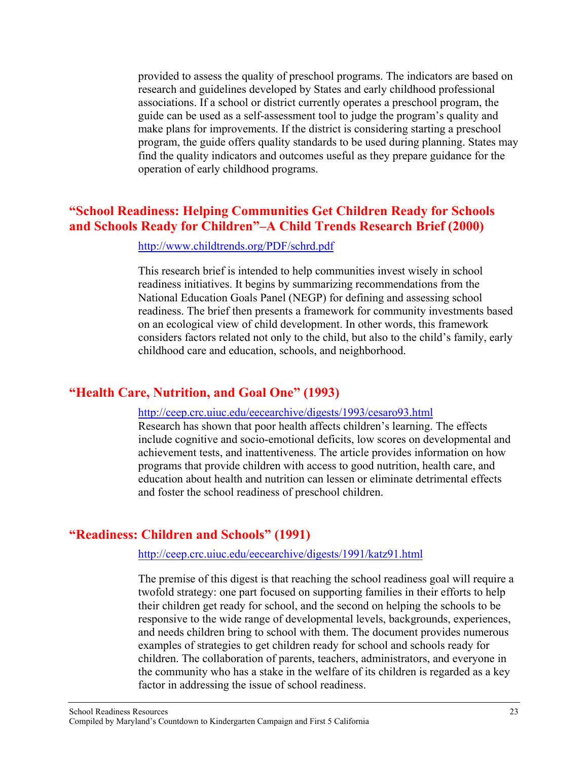provided to assess the quality of preschool programs. The indicators are based on research and guidelines developed by States and early childhood professional associations. If a school or district currently operates a preschool program, the guide can be used as a self-assessment tool to judge the program's quality and make plans for improvements. If the district is considering starting a preschool program, the guide offers quality standards to be used during planning. States may find the quality indicators and outcomes useful as they prepare guidance for the operation of early childhood programs.

## "School Readiness: Helping Communities Get Children Ready for Schools and Schools Ready for Children"–A Child Trends Research Brief (2000)

http://www.childtrends.org/PDF/schrd.pdf

This research brief is intended to help communities invest wisely in school readiness initiatives. It begins by summarizing recommendations from the National Education Goals Panel (NEGP) for defining and assessing school readiness. The brief then presents a framework for community investments based on an ecological view of child development. In other words, this framework considers factors related not only to the child, but also to the child's family, early childhood care and education, schools, and neighborhood.

## "Health Care, Nutrition, and Goal One" (1993)

http://ceep.crc.uiuc.edu/eecearchive/digests/1993/cesaro93.html

Research has shown that poor health affects children's learning. The effects include cognitive and socio-emotional deficits, low scores on developmental and achievement tests, and inattentiveness. The article provides information on how programs that provide children with access to good nutrition, health care, and education about health and nutrition can lessen or eliminate detrimental effects and foster the school readiness of preschool children.

## "Readiness: Children and Schools" (1991)

http://ceep.crc.uiuc.edu/eecearchive/digests/1991/katz91.html

The premise of this digest is that reaching the school readiness goal will require a twofold strategy: one part focused on supporting families in their efforts to help their children get ready for school, and the second on helping the schools to be responsive to the wide range of developmental levels, backgrounds, experiences, and needs children bring to school with them. The document provides numerous examples of strategies to get children ready for school and schools ready for children. The collaboration of parents, teachers, administrators, and everyone in the community who has a stake in the welfare of its children is regarded as a key factor in addressing the issue of school readiness.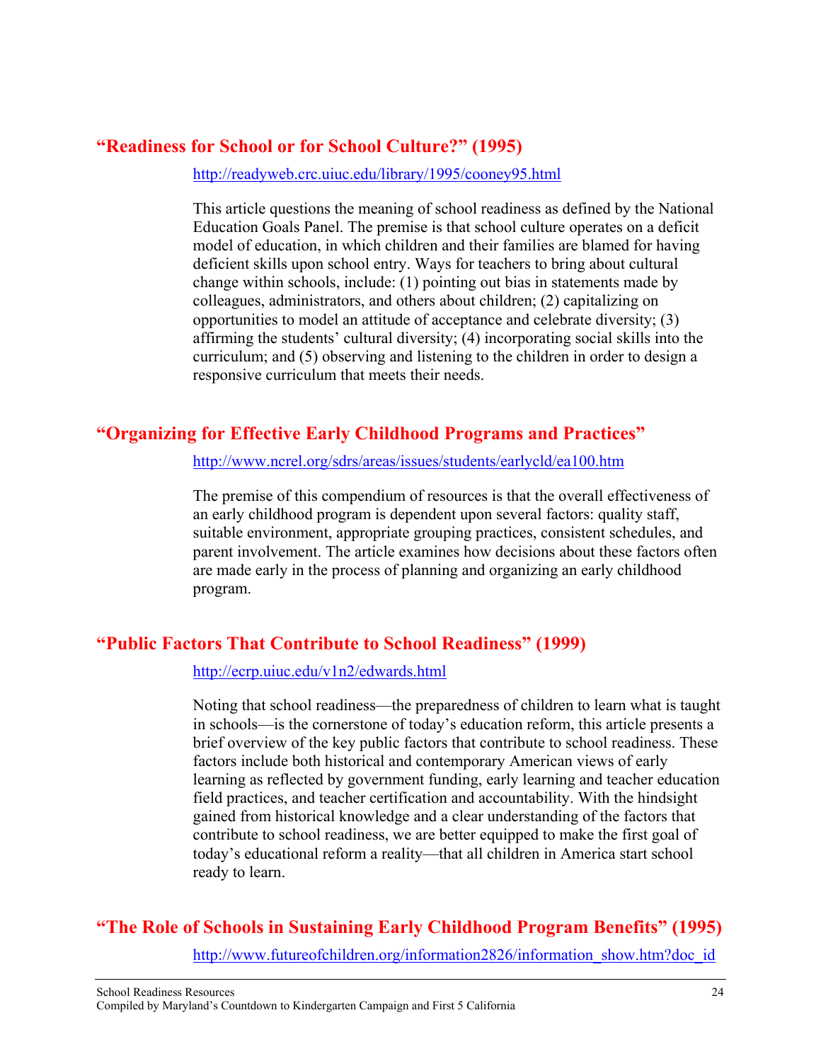## "Readiness for School or for School Culture?" (1995)

http://readyweb.crc.uiuc.edu/library/1995/cooney95.html

This article questions the meaning of school readiness as defined by the National Education Goals Panel. The premise is that school culture operates on a deficit model of education, in which children and their families are blamed for having deficient skills upon school entry. Ways for teachers to bring about cultural change within schools, include: (1) pointing out bias in statements made by colleagues, administrators, and others about children; (2) capitalizing on opportunities to model an attitude of acceptance and celebrate diversity; (3) affirming the students' cultural diversity; (4) incorporating social skills into the curriculum; and (5) observing and listening to the children in order to design a responsive curriculum that meets their needs.

## "Organizing for Effective Early Childhood Programs and Practices"

http://www.ncrel.org/sdrs/areas/issues/students/earlycld/ea100.htm

The premise of this compendium of resources is that the overall effectiveness of an early childhood program is dependent upon several factors: quality staff, suitable environment, appropriate grouping practices, consistent schedules, and parent involvement. The article examines how decisions about these factors often are made early in the process of planning and organizing an early childhood program.

## "Public Factors That Contribute to School Readiness" (1999)

http://ecrp.uiuc.edu/v1n2/edwards.html

Noting that school readiness—the preparedness of children to learn what is taught in schools—is the cornerstone of today's education reform, this article presents a brief overview of the key public factors that contribute to school readiness. These factors include both historical and contemporary American views of early learning as reflected by government funding, early learning and teacher education field practices, and teacher certification and accountability. With the hindsight gained from historical knowledge and a clear understanding of the factors that contribute to school readiness, we are better equipped to make the first goal of today's educational reform a reality—that all children in America start school ready to learn.

## "The Role of Schools in Sustaining Early Childhood Program Benefits" (1995)

http://www.futureofchildren.org/information2826/information_show.htm?doc_id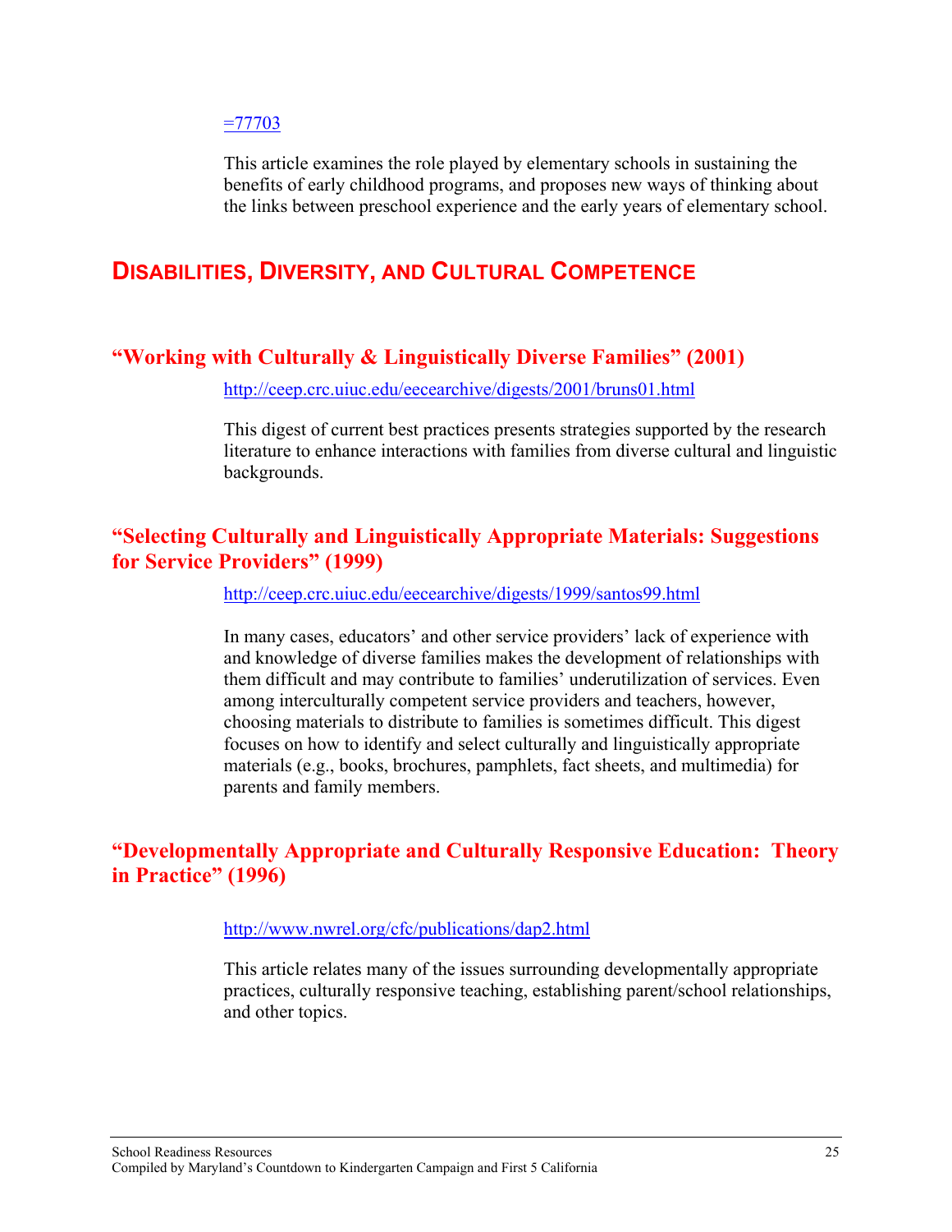=77703

This article examines the role played by elementary schools in sustaining the benefits of early childhood programs, and proposes new ways of thinking about the links between preschool experience and the early years of elementary school.

## Disabilities, Diversity, and Cultural Competence

### "Working with Culturally & Linguistically Diverse Families" (2001)

http://ceep.crc.uiuc.edu/eecearchive/digests/2001/bruns01.html

This digest of current best practices presents strategies supported by the research literature to enhance interactions with families from diverse cultural and linguistic backgrounds.

### "Selecting Culturally and Linguistically Appropriate Materials: Suggestions for Service Providers" (1999)

http://ceep.crc.uiuc.edu/eecearchive/digests/1999/santos99.html

In many cases, educators' and other service providers' lack of experience with and knowledge of diverse families makes the development of relationships with them difficult and may contribute to families' underutilization of services. Even among interculturally competent service providers and teachers, however, choosing materials to distribute to families is sometimes difficult. This digest focuses on how to identify and select culturally and linguistically appropriate materials (e.g., books, brochures, pamphlets, fact sheets, and multimedia) for parents and family members.

### "Developmentally Appropriate and Culturally Responsive Education: Theory in Practice" (1996)

http://www.nwrel.org/cfc/publications/dap2.html

This article relates many of the issues surrounding developmentally appropriate practices, culturally responsive teaching, establishing parent/school relationships, and other topics.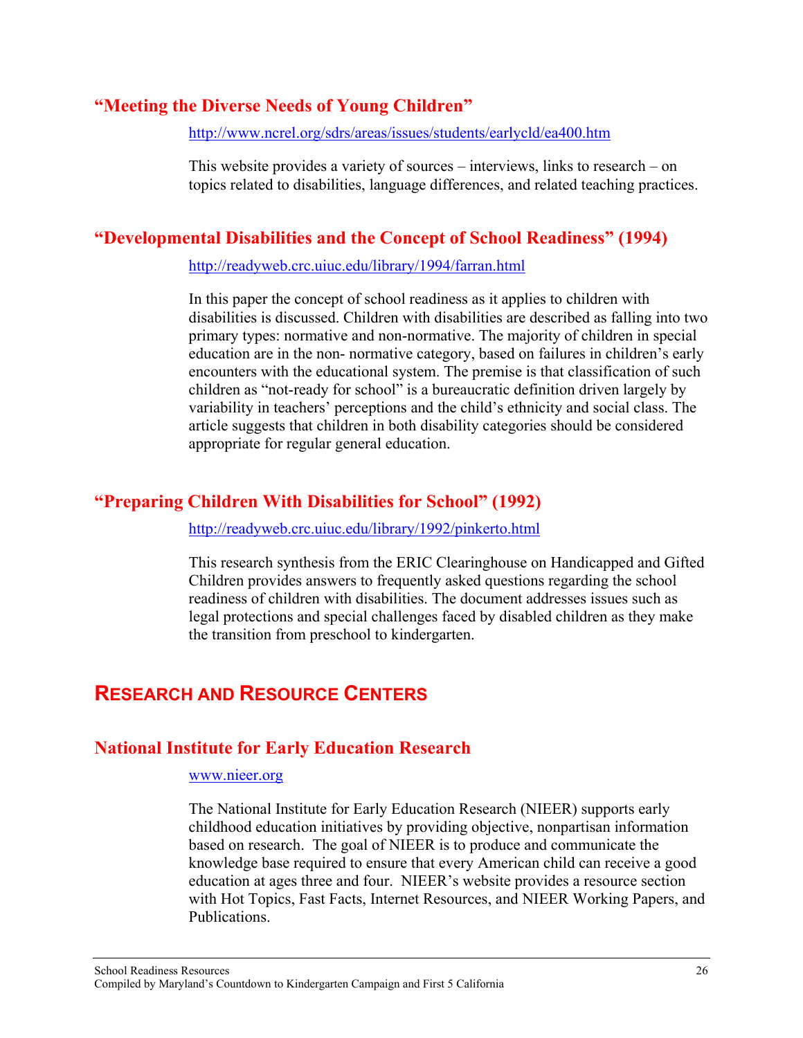### "Meeting the Diverse Needs of Young Children"

http://www.ncrel.org/sdrs/areas/issues/students/earlycld/ea400.htm

This website provides a variety of sources – interviews, links to research – on topics related to disabilities, language differences, and related teaching practices.

### "Developmental Disabilities and the Concept of School Readiness" (1994)

http://readyweb.crc.uiuc.edu/library/1994/farran.html

In this paper the concept of school readiness as it applies to children with disabilities is discussed. Children with disabilities are described as falling into two primary types: normative and non-normative. The majority of children in special education are in the non- normative category, based on failures in children's early encounters with the educational system. The premise is that classification of such children as "not-ready for school" is a bureaucratic definition driven largely by variability in teachers' perceptions and the child's ethnicity and social class. The article suggests that children in both disability categories should be considered appropriate for regular general education.

### "Preparing Children With Disabilities for School" (1992)

http://readyweb.crc.uiuc.edu/library/1992/pinkerto.html

This research synthesis from the ERIC Clearinghouse on Handicapped and Gifted Children provides answers to frequently asked questions regarding the school readiness of children with disabilities. The document addresses issues such as legal protections and special challenges faced by disabled children as they make the transition from preschool to kindergarten.

## RESEARCH AND RESOURCE CENTERS

### National Institute for Early Education Research

www.nieer.org

The National Institute for Early Education Research (NIEER) supports early childhood education initiatives by providing objective, nonpartisan information based on research. The goal of NIEER is to produce and communicate the knowledge base required to ensure that every American child can receive a good education at ages three and four. NIEER's website provides a resource section with Hot Topics, Fast Facts, Internet Resources, and NIEER Working Papers, and Publications.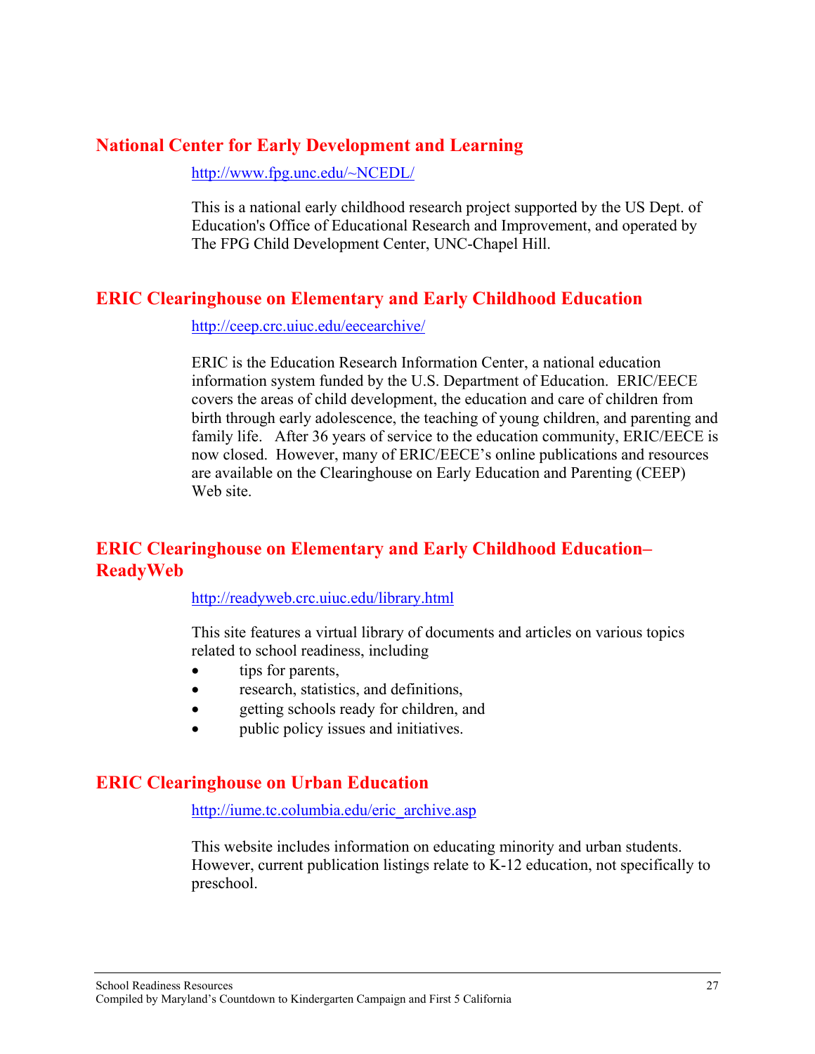## National Center for Early Development and Learning

http://www.fpg.unc.edu/~NCEDL/

This is a national early childhood research project supported by the US Dept. of Education's Office of Educational Research and Improvement, and operated by The FPG Child Development Center, UNC-Chapel Hill.

## ERIC Clearinghouse on Elementary and Early Childhood Education

http://ceep.crc.uiuc.edu/eecearchive/

ERIC is the Education Research Information Center, a national education information system funded by the U.S. Department of Education. ERIC/EECE covers the areas of child development, the education and care of children from birth through early adolescence, the teaching of young children, and parenting and family life. After 36 years of service to the education community, ERIC/EECE is now closed. However, many of ERIC/EECE's online publications and resources are available on the Clearinghouse on Early Education and Parenting (CEEP) Web site.

## ERIC Clearinghouse on Elementary and Early Childhood Education–ReadyWeb

http://readyweb.crc.uiuc.edu/library.html

This site features a virtual library of documents and articles on various topics related to school readiness, including

- tips for parents,
- research, statistics, and definitions,
- getting schools ready for children, and
- public policy issues and initiatives.

## ERIC Clearinghouse on Urban Education

http://iume.tc.columbia.edu/eric_archive.asp

This website includes information on educating minority and urban students. However, current publication listings relate to K-12 education, not specifically to preschool.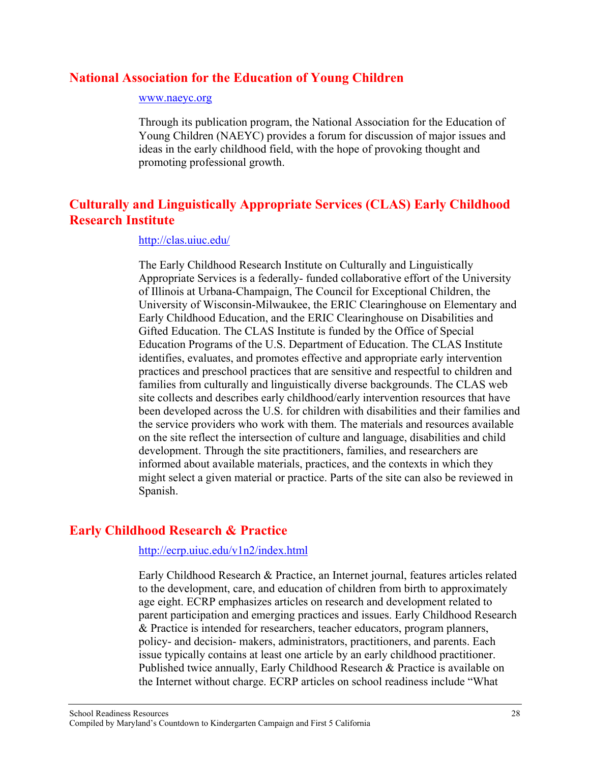## National Association for the Education of Young Children

www.naeyc.org

Through its publication program, the National Association for the Education of Young Children (NAEYC) provides a forum for discussion of major issues and ideas in the early childhood field, with the hope of provoking thought and promoting professional growth.

## Culturally and Linguistically Appropriate Services (CLAS) Early Childhood Research Institute

http://clas.uiuc.edu/

The Early Childhood Research Institute on Culturally and Linguistically Appropriate Services is a federally- funded collaborative effort of the University of Illinois at Urbana-Champaign, The Council for Exceptional Children, the University of Wisconsin-Milwaukee, the ERIC Clearinghouse on Elementary and Early Childhood Education, and the ERIC Clearinghouse on Disabilities and Gifted Education. The CLAS Institute is funded by the Office of Special Education Programs of the U.S. Department of Education. The CLAS Institute identifies, evaluates, and promotes effective and appropriate early intervention practices and preschool practices that are sensitive and respectful to children and families from culturally and linguistically diverse backgrounds. The CLAS web site collects and describes early childhood/early intervention resources that have been developed across the U.S. for children with disabilities and their families and the service providers who work with them. The materials and resources available on the site reflect the intersection of culture and language, disabilities and child development. Through the site practitioners, families, and researchers are informed about available materials, practices, and the contexts in which they might select a given material or practice. Parts of the site can also be reviewed in Spanish.

## Early Childhood Research & Practice

http://ecrp.uiuc.edu/v1n2/index.html

Early Childhood Research & Practice, an Internet journal, features articles related to the development, care, and education of children from birth to approximately age eight. ECRP emphasizes articles on research and development related to parent participation and emerging practices and issues. Early Childhood Research & Practice is intended for researchers, teacher educators, program planners, policy- and decision- makers, administrators, practitioners, and parents. Each issue typically contains at least one article by an early childhood practitioner. Published twice annually, Early Childhood Research & Practice is available on the Internet without charge. ECRP articles on school readiness include "What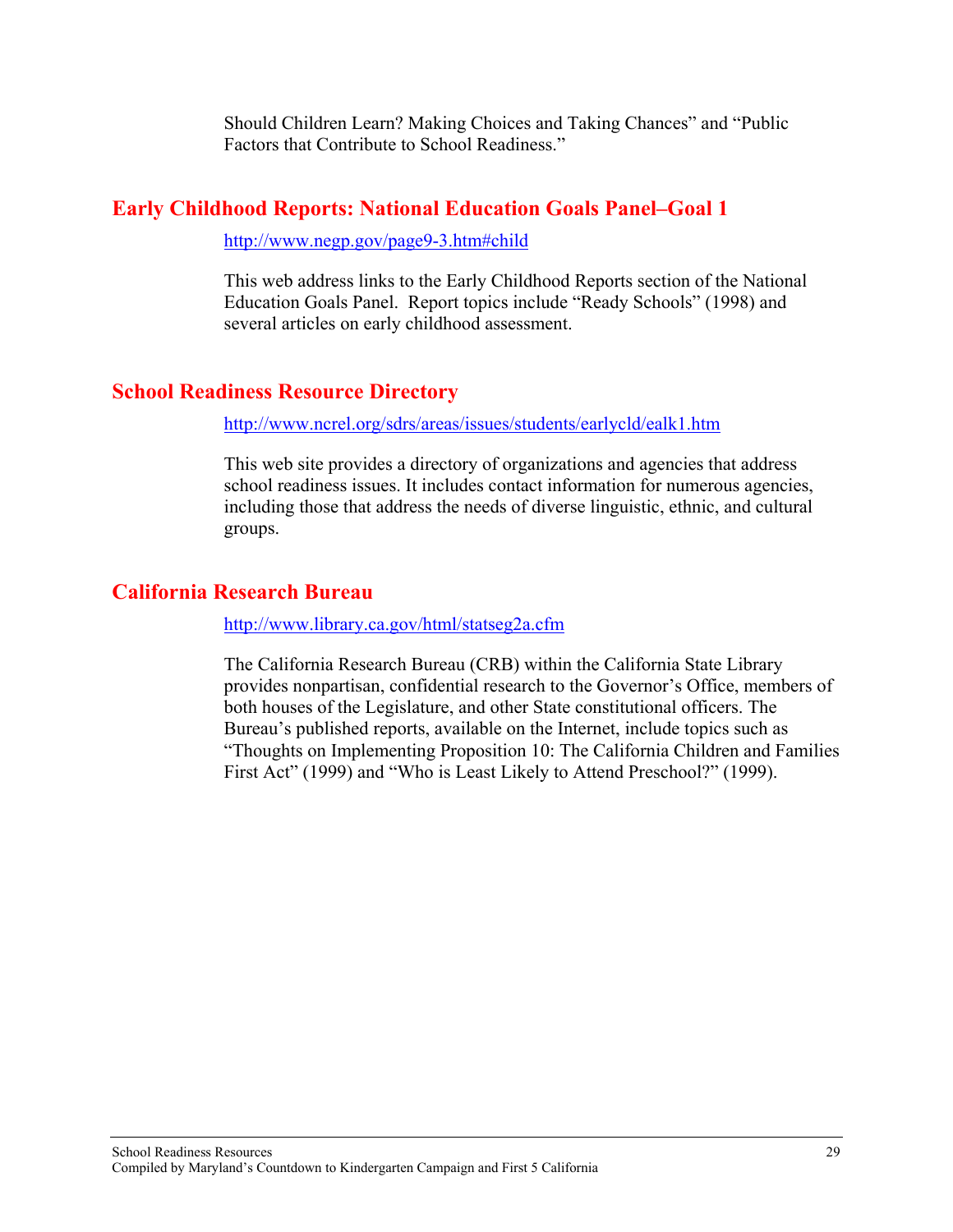Should Children Learn? Making Choices and Taking Chances" and "Public Factors that Contribute to School Readiness."

## Early Childhood Reports: National Education Goals Panel–Goal 1

http://www.negp.gov/page9-3.htm#child

This web address links to the Early Childhood Reports section of the National Education Goals Panel. Report topics include "Ready Schools" (1998) and several articles on early childhood assessment.

## School Readiness Resource Directory

http://www.ncrel.org/sdrs/areas/issues/students/earlycld/ealk1.htm

This web site provides a directory of organizations and agencies that address school readiness issues. It includes contact information for numerous agencies, including those that address the needs of diverse linguistic, ethnic, and cultural groups.

## California Research Bureau

http://www.library.ca.gov/html/statseg2a.cfm

The California Research Bureau (CRB) within the California State Library provides nonpartisan, confidential research to the Governor's Office, members of both houses of the Legislature, and other State constitutional officers. The Bureau's published reports, available on the Internet, include topics such as "Thoughts on Implementing Proposition 10: The California Children and Families First Act" (1999) and "Who is Least Likely to Attend Preschool?" (1999).